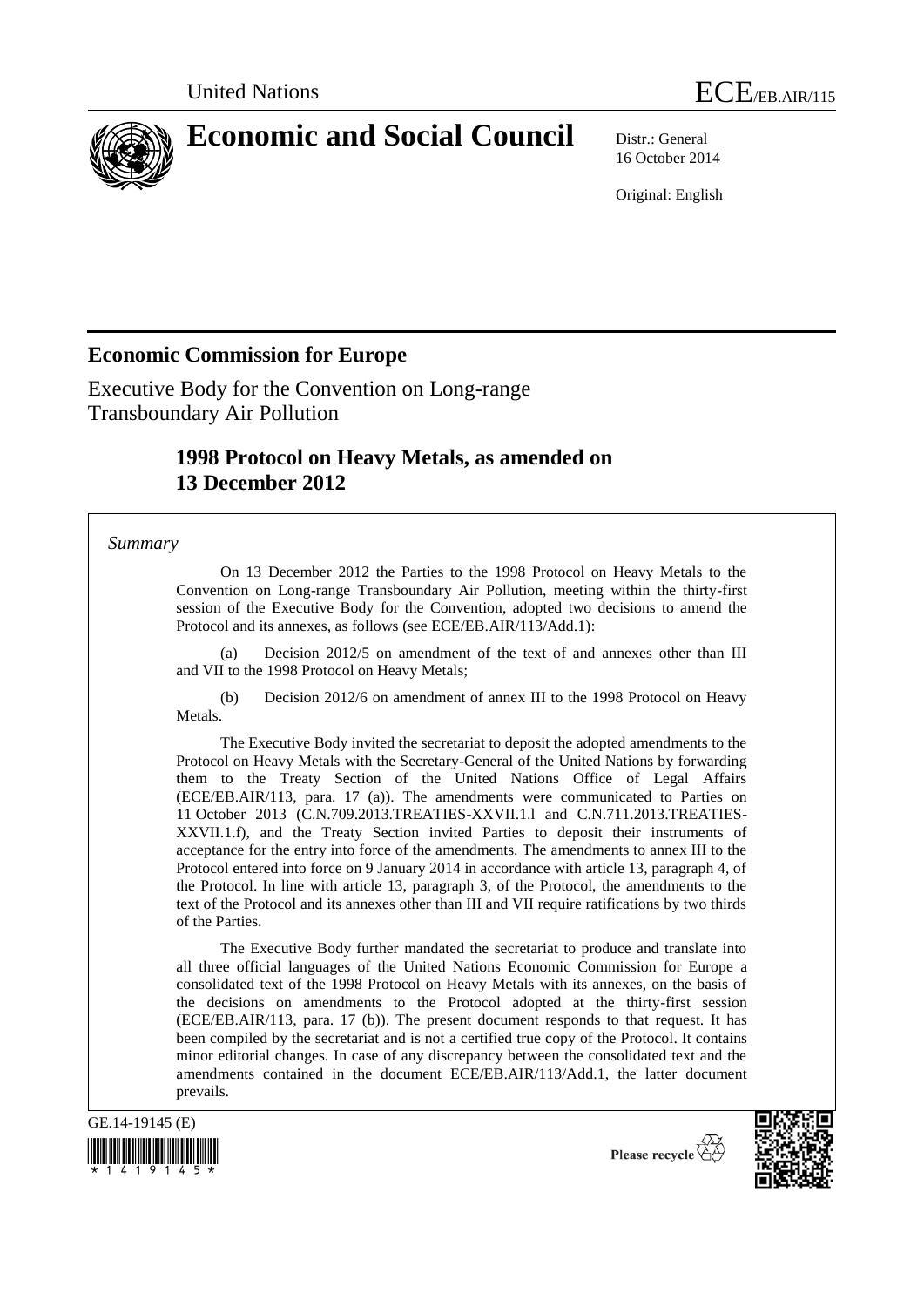United Nations ECE/EB.AIR/115

# Economic and Social Council

Distr.: General
16 October 2014

Original: English

## Economic Commission for Europe

Executive Body for the Convention on Long-range Transboundary Air Pollution

### 1998 Protocol on Heavy Metals, as amended on 13 December 2012

*Summary*

On 13 December 2012 the Parties to the 1998 Protocol on Heavy Metals to the Convention on Long-range Transboundary Air Pollution, meeting within the thirty-first session of the Executive Body for the Convention, adopted two decisions to amend the Protocol and its annexes, as follows (see ECE/EB.AIR/113/Add.1):

(a) Decision 2012/5 on amendment of the text of and annexes other than III and VII to the 1998 Protocol on Heavy Metals;

(b) Decision 2012/6 on amendment of annex III to the 1998 Protocol on Heavy Metals.

The Executive Body invited the secretariat to deposit the adopted amendments to the Protocol on Heavy Metals with the Secretary-General of the United Nations by forwarding them to the Treaty Section of the United Nations Office of Legal Affairs (ECE/EB.AIR/113, para. 17 (a)). The amendments were communicated to Parties on 11 October 2013 (C.N.709.2013.TREATIES-XXVII.1.l and C.N.711.2013.TREATIES-XXVII.1.f), and the Treaty Section invited Parties to deposit their instruments of acceptance for the entry into force of the amendments. The amendments to annex III to the Protocol entered into force on 9 January 2014 in accordance with article 13, paragraph 4, of the Protocol. In line with article 13, paragraph 3, of the Protocol, the amendments to the text of the Protocol and its annexes other than III and VII require ratifications by two thirds of the Parties.

The Executive Body further mandated the secretariat to produce and translate into all three official languages of the United Nations Economic Commission for Europe a consolidated text of the 1998 Protocol on Heavy Metals with its annexes, on the basis of the decisions on amendments to the Protocol adopted at the thirty-first session (ECE/EB.AIR/113, para. 17 (b)). The present document responds to that request. It has been compiled by the secretariat and is not a certified true copy of the Protocol. It contains minor editorial changes. In case of any discrepancy between the consolidated text and the amendments contained in the document ECE/EB.AIR/113/Add.1, the latter document prevails.

GE.14-19145 (E)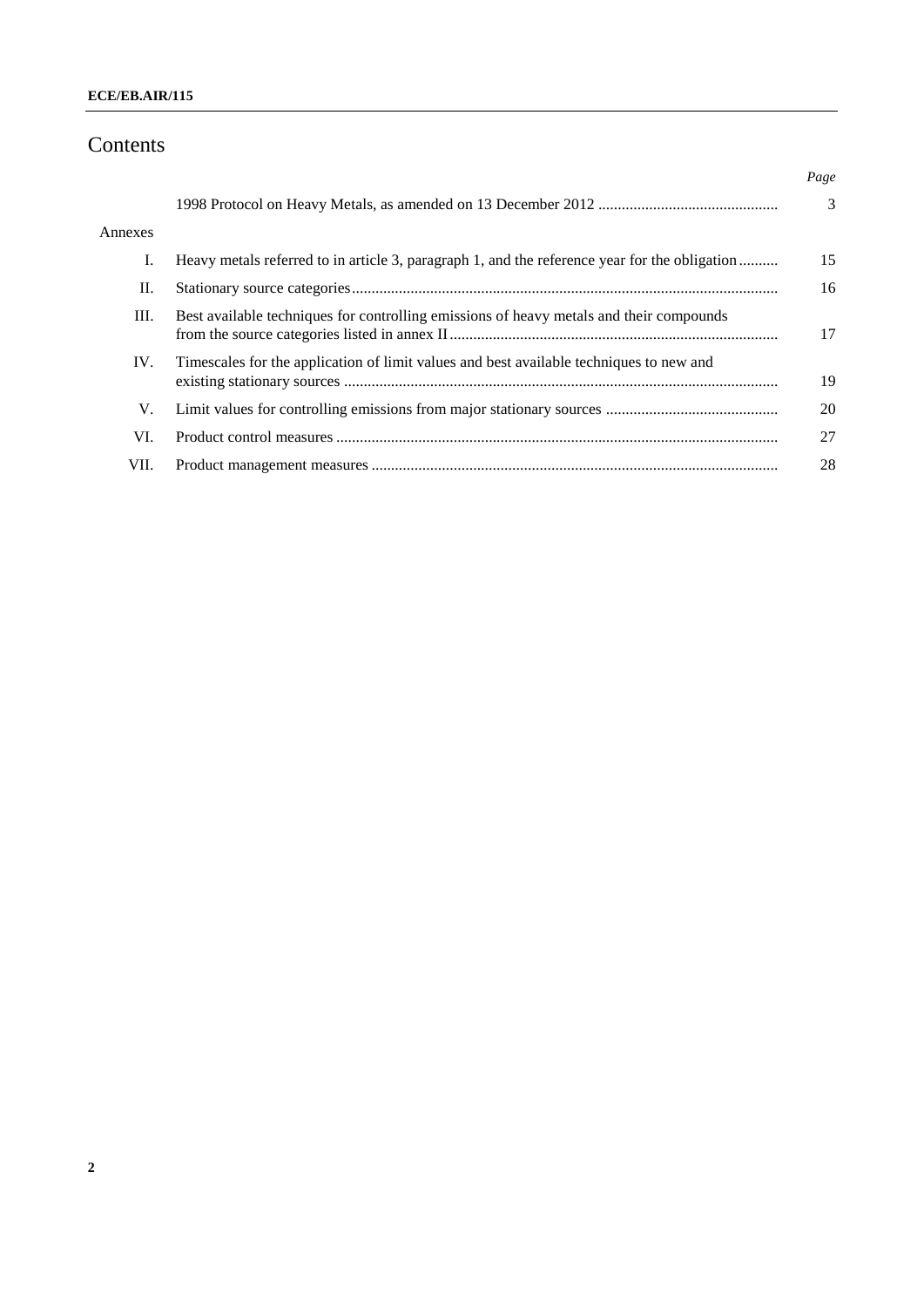# Contents

| | | *Page* |
|---|---|---|
| | 1998 Protocol on Heavy Metals, as amended on 13 December 2012 | 3 |
| Annexes | | |
| I. | Heavy metals referred to in article 3, paragraph 1, and the reference year for the obligation | 15 |
| II. | Stationary source categories | 16 |
| III. | Best available techniques for controlling emissions of heavy metals and their compounds from the source categories listed in annex II | 17 |
| IV. | Timescales for the application of limit values and best available techniques to new and existing stationary sources | 19 |
| V. | Limit values for controlling emissions from major stationary sources | 20 |
| VI. | Product control measures | 27 |
| VII. | Product management measures | 28 |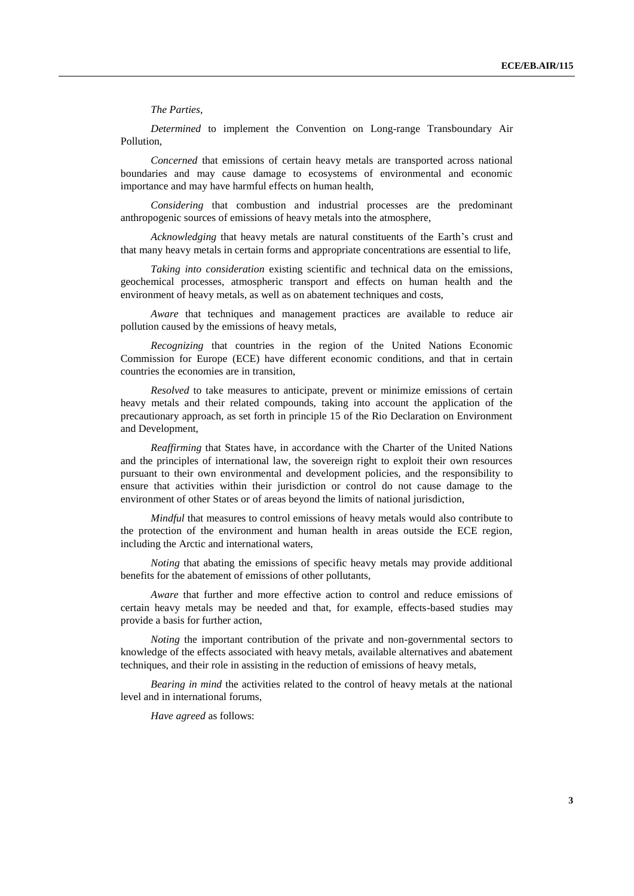*The Parties*,

*Determined* to implement the Convention on Long-range Transboundary Air Pollution,

*Concerned* that emissions of certain heavy metals are transported across national boundaries and may cause damage to ecosystems of environmental and economic importance and may have harmful effects on human health,

*Considering* that combustion and industrial processes are the predominant anthropogenic sources of emissions of heavy metals into the atmosphere,

*Acknowledging* that heavy metals are natural constituents of the Earth's crust and that many heavy metals in certain forms and appropriate concentrations are essential to life,

*Taking into consideration* existing scientific and technical data on the emissions, geochemical processes, atmospheric transport and effects on human health and the environment of heavy metals, as well as on abatement techniques and costs,

*Aware* that techniques and management practices are available to reduce air pollution caused by the emissions of heavy metals,

*Recognizing* that countries in the region of the United Nations Economic Commission for Europe (ECE) have different economic conditions, and that in certain countries the economies are in transition,

*Resolved* to take measures to anticipate, prevent or minimize emissions of certain heavy metals and their related compounds, taking into account the application of the precautionary approach, as set forth in principle 15 of the Rio Declaration on Environment and Development,

*Reaffirming* that States have, in accordance with the Charter of the United Nations and the principles of international law, the sovereign right to exploit their own resources pursuant to their own environmental and development policies, and the responsibility to ensure that activities within their jurisdiction or control do not cause damage to the environment of other States or of areas beyond the limits of national jurisdiction,

*Mindful* that measures to control emissions of heavy metals would also contribute to the protection of the environment and human health in areas outside the ECE region, including the Arctic and international waters,

*Noting* that abating the emissions of specific heavy metals may provide additional benefits for the abatement of emissions of other pollutants,

*Aware* that further and more effective action to control and reduce emissions of certain heavy metals may be needed and that, for example, effects-based studies may provide a basis for further action,

*Noting* the important contribution of the private and non-governmental sectors to knowledge of the effects associated with heavy metals, available alternatives and abatement techniques, and their role in assisting in the reduction of emissions of heavy metals,

*Bearing in mind* the activities related to the control of heavy metals at the national level and in international forums,

*Have agreed* as follows: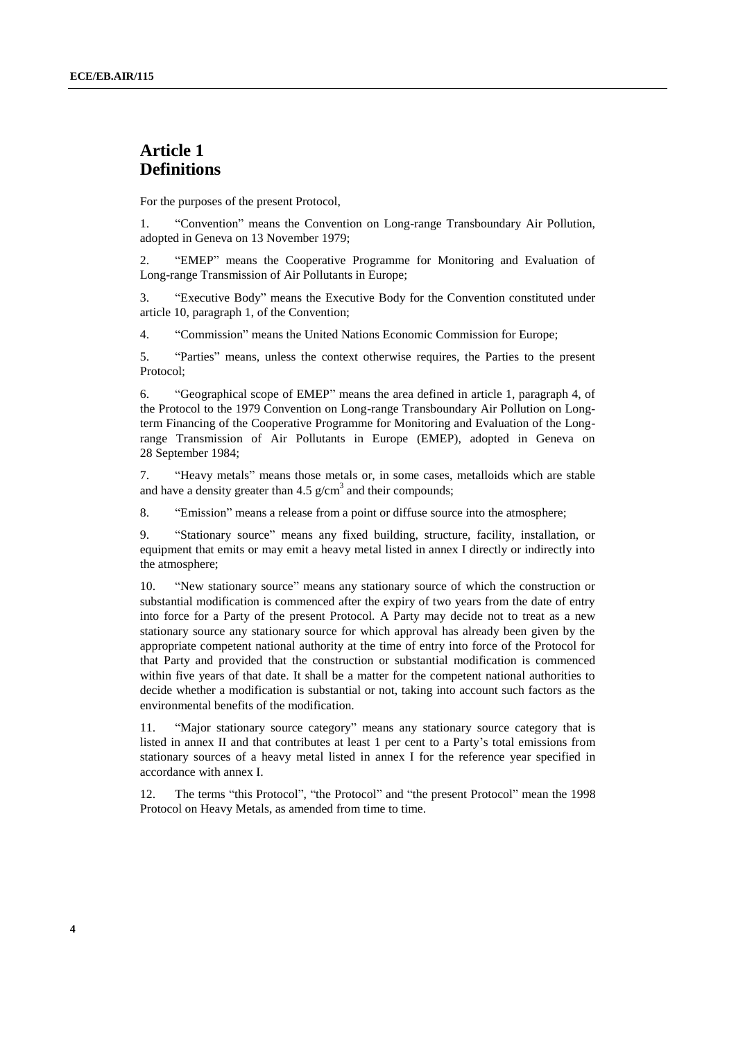# Article 1
# Definitions

For the purposes of the present Protocol,

1. "Convention" means the Convention on Long-range Transboundary Air Pollution, adopted in Geneva on 13 November 1979;

2. "EMEP" means the Cooperative Programme for Monitoring and Evaluation of Long-range Transmission of Air Pollutants in Europe;

3. "Executive Body" means the Executive Body for the Convention constituted under article 10, paragraph 1, of the Convention;

4. "Commission" means the United Nations Economic Commission for Europe;

5. "Parties" means, unless the context otherwise requires, the Parties to the present Protocol;

6. "Geographical scope of EMEP" means the area defined in article 1, paragraph 4, of the Protocol to the 1979 Convention on Long-range Transboundary Air Pollution on Long-term Financing of the Cooperative Programme for Monitoring and Evaluation of the Long-range Transmission of Air Pollutants in Europe (EMEP), adopted in Geneva on 28 September 1984;

7. "Heavy metals" means those metals or, in some cases, metalloids which are stable and have a density greater than 4.5 $g/cm^3$ and their compounds;

8. "Emission" means a release from a point or diffuse source into the atmosphere;

9. "Stationary source" means any fixed building, structure, facility, installation, or equipment that emits or may emit a heavy metal listed in annex I directly or indirectly into the atmosphere;

10. "New stationary source" means any stationary source of which the construction or substantial modification is commenced after the expiry of two years from the date of entry into force for a Party of the present Protocol. A Party may decide not to treat as a new stationary source any stationary source for which approval has already been given by the appropriate competent national authority at the time of entry into force of the Protocol for that Party and provided that the construction or substantial modification is commenced within five years of that date. It shall be a matter for the competent national authorities to decide whether a modification is substantial or not, taking into account such factors as the environmental benefits of the modification.

11. "Major stationary source category" means any stationary source category that is listed in annex II and that contributes at least 1 per cent to a Party's total emissions from stationary sources of a heavy metal listed in annex I for the reference year specified in accordance with annex I.

12. The terms "this Protocol", "the Protocol" and "the present Protocol" mean the 1998 Protocol on Heavy Metals, as amended from time to time.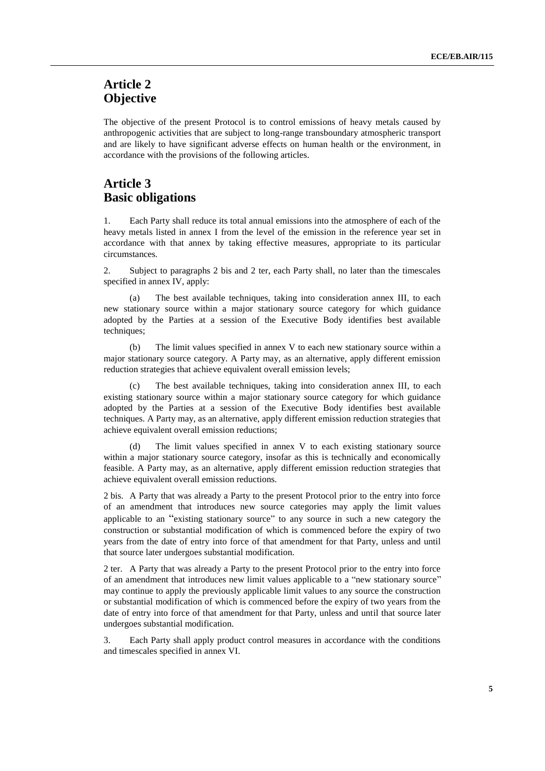## Article 2
## Objective

The objective of the present Protocol is to control emissions of heavy metals caused by anthropogenic activities that are subject to long-range transboundary atmospheric transport and are likely to have significant adverse effects on human health or the environment, in accordance with the provisions of the following articles.

## Article 3
## Basic obligations

1. Each Party shall reduce its total annual emissions into the atmosphere of each of the heavy metals listed in annex I from the level of the emission in the reference year set in accordance with that annex by taking effective measures, appropriate to its particular circumstances.

2. Subject to paragraphs 2 bis and 2 ter, each Party shall, no later than the timescales specified in annex IV, apply:

(a) The best available techniques, taking into consideration annex III, to each new stationary source within a major stationary source category for which guidance adopted by the Parties at a session of the Executive Body identifies best available techniques;

(b) The limit values specified in annex V to each new stationary source within a major stationary source category. A Party may, as an alternative, apply different emission reduction strategies that achieve equivalent overall emission levels;

(c) The best available techniques, taking into consideration annex III, to each existing stationary source within a major stationary source category for which guidance adopted by the Parties at a session of the Executive Body identifies best available techniques. A Party may, as an alternative, apply different emission reduction strategies that achieve equivalent overall emission reductions;

(d) The limit values specified in annex V to each existing stationary source within a major stationary source category, insofar as this is technically and economically feasible. A Party may, as an alternative, apply different emission reduction strategies that achieve equivalent overall emission reductions.

2 bis. A Party that was already a Party to the present Protocol prior to the entry into force of an amendment that introduces new source categories may apply the limit values applicable to an "existing stationary source" to any source in such a new category the construction or substantial modification of which is commenced before the expiry of two years from the date of entry into force of that amendment for that Party, unless and until that source later undergoes substantial modification.

2 ter. A Party that was already a Party to the present Protocol prior to the entry into force of an amendment that introduces new limit values applicable to a "new stationary source" may continue to apply the previously applicable limit values to any source the construction or substantial modification of which is commenced before the expiry of two years from the date of entry into force of that amendment for that Party, unless and until that source later undergoes substantial modification.

3. Each Party shall apply product control measures in accordance with the conditions and timescales specified in annex VI.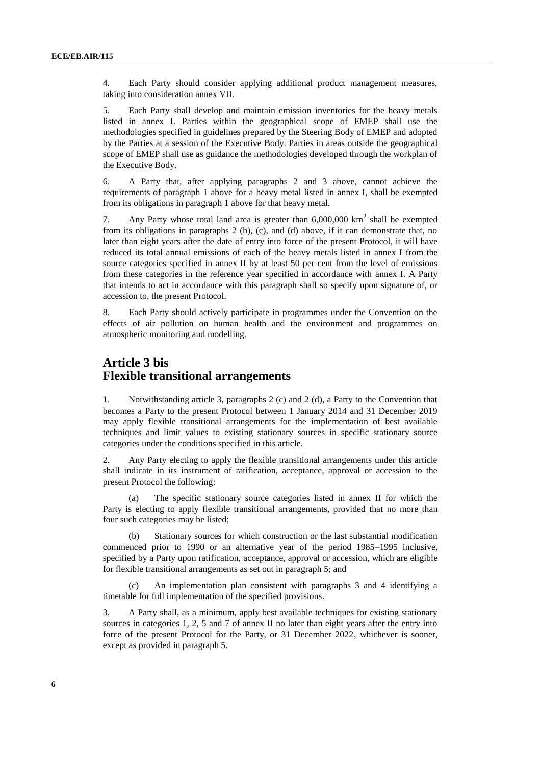4. Each Party should consider applying additional product management measures, taking into consideration annex VII.

5. Each Party shall develop and maintain emission inventories for the heavy metals listed in annex I. Parties within the geographical scope of EMEP shall use the methodologies specified in guidelines prepared by the Steering Body of EMEP and adopted by the Parties at a session of the Executive Body. Parties in areas outside the geographical scope of EMEP shall use as guidance the methodologies developed through the workplan of the Executive Body.

6. A Party that, after applying paragraphs 2 and 3 above, cannot achieve the requirements of paragraph 1 above for a heavy metal listed in annex I, shall be exempted from its obligations in paragraph 1 above for that heavy metal.

7. Any Party whose total land area is greater than 6,000,000 $km^2$ shall be exempted from its obligations in paragraphs 2 (b), (c), and (d) above, if it can demonstrate that, no later than eight years after the date of entry into force of the present Protocol, it will have reduced its total annual emissions of each of the heavy metals listed in annex I from the source categories specified in annex II by at least 50 per cent from the level of emissions from these categories in the reference year specified in accordance with annex I. A Party that intends to act in accordance with this paragraph shall so specify upon signature of, or accession to, the present Protocol.

8. Each Party should actively participate in programmes under the Convention on the effects of air pollution on human health and the environment and programmes on atmospheric monitoring and modelling.

## Article 3 bis
## Flexible transitional arrangements

1. Notwithstanding article 3, paragraphs 2 (c) and 2 (d), a Party to the Convention that becomes a Party to the present Protocol between 1 January 2014 and 31 December 2019 may apply flexible transitional arrangements for the implementation of best available techniques and limit values to existing stationary sources in specific stationary source categories under the conditions specified in this article.

2. Any Party electing to apply the flexible transitional arrangements under this article shall indicate in its instrument of ratification, acceptance, approval or accession to the present Protocol the following:

(a) The specific stationary source categories listed in annex II for which the Party is electing to apply flexible transitional arrangements, provided that no more than four such categories may be listed;

(b) Stationary sources for which construction or the last substantial modification commenced prior to 1990 or an alternative year of the period 1985–1995 inclusive, specified by a Party upon ratification, acceptance, approval or accession, which are eligible for flexible transitional arrangements as set out in paragraph 5; and

(c) An implementation plan consistent with paragraphs 3 and 4 identifying a timetable for full implementation of the specified provisions.

3. A Party shall, as a minimum, apply best available techniques for existing stationary sources in categories 1, 2, 5 and 7 of annex II no later than eight years after the entry into force of the present Protocol for the Party, or 31 December 2022, whichever is sooner, except as provided in paragraph 5.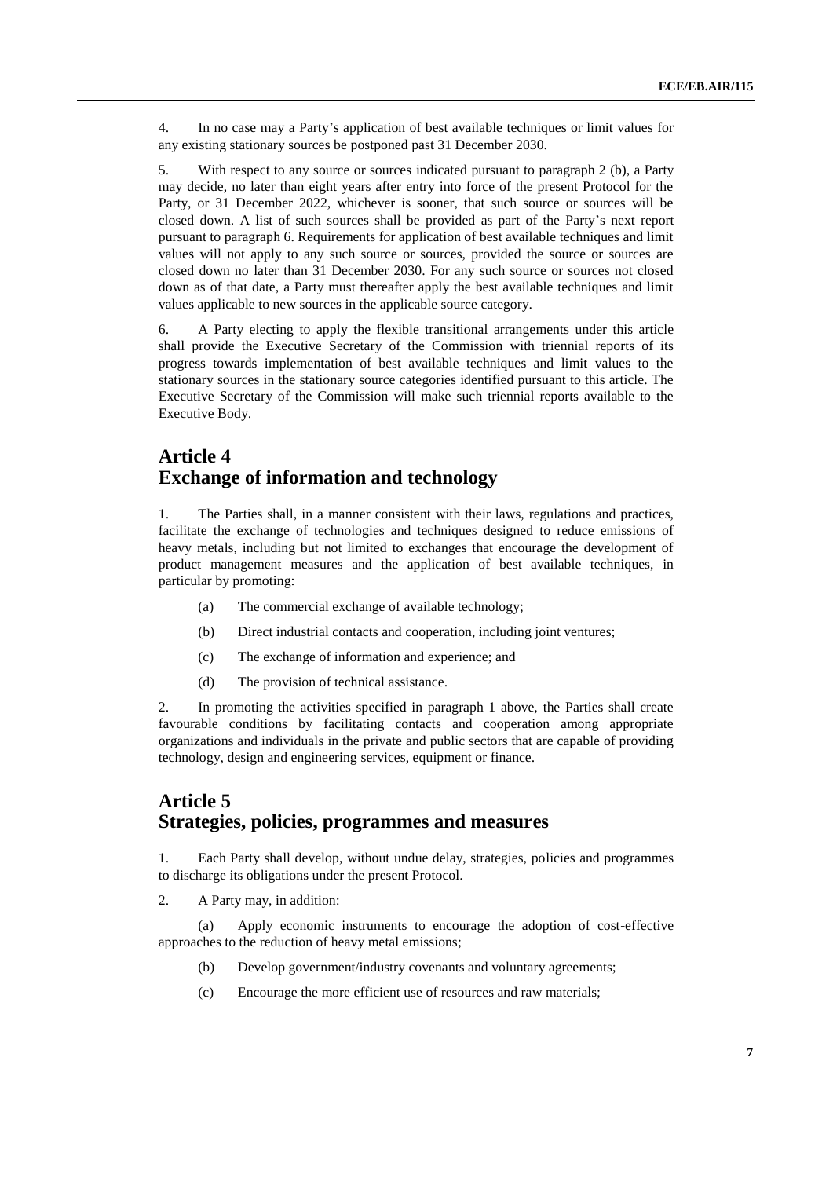4. In no case may a Party's application of best available techniques or limit values for any existing stationary sources be postponed past 31 December 2030.

5. With respect to any source or sources indicated pursuant to paragraph 2 (b), a Party may decide, no later than eight years after entry into force of the present Protocol for the Party, or 31 December 2022, whichever is sooner, that such source or sources will be closed down. A list of such sources shall be provided as part of the Party's next report pursuant to paragraph 6. Requirements for application of best available techniques and limit values will not apply to any such source or sources, provided the source or sources are closed down no later than 31 December 2030. For any such source or sources not closed down as of that date, a Party must thereafter apply the best available techniques and limit values applicable to new sources in the applicable source category.

6. A Party electing to apply the flexible transitional arrangements under this article shall provide the Executive Secretary of the Commission with triennial reports of its progress towards implementation of best available techniques and limit values to the stationary sources in the stationary source categories identified pursuant to this article. The Executive Secretary of the Commission will make such triennial reports available to the Executive Body.

## Article 4
## Exchange of information and technology

1. The Parties shall, in a manner consistent with their laws, regulations and practices, facilitate the exchange of technologies and techniques designed to reduce emissions of heavy metals, including but not limited to exchanges that encourage the development of product management measures and the application of best available techniques, in particular by promoting:

(a) The commercial exchange of available technology;

(b) Direct industrial contacts and cooperation, including joint ventures;

(c) The exchange of information and experience; and

(d) The provision of technical assistance.

2. In promoting the activities specified in paragraph 1 above, the Parties shall create favourable conditions by facilitating contacts and cooperation among appropriate organizations and individuals in the private and public sectors that are capable of providing technology, design and engineering services, equipment or finance.

## Article 5
## Strategies, policies, programmes and measures

1. Each Party shall develop, without undue delay, strategies, policies and programmes to discharge its obligations under the present Protocol.

2. A Party may, in addition:

(a) Apply economic instruments to encourage the adoption of cost-effective approaches to the reduction of heavy metal emissions;

(b) Develop government/industry covenants and voluntary agreements;

(c) Encourage the more efficient use of resources and raw materials;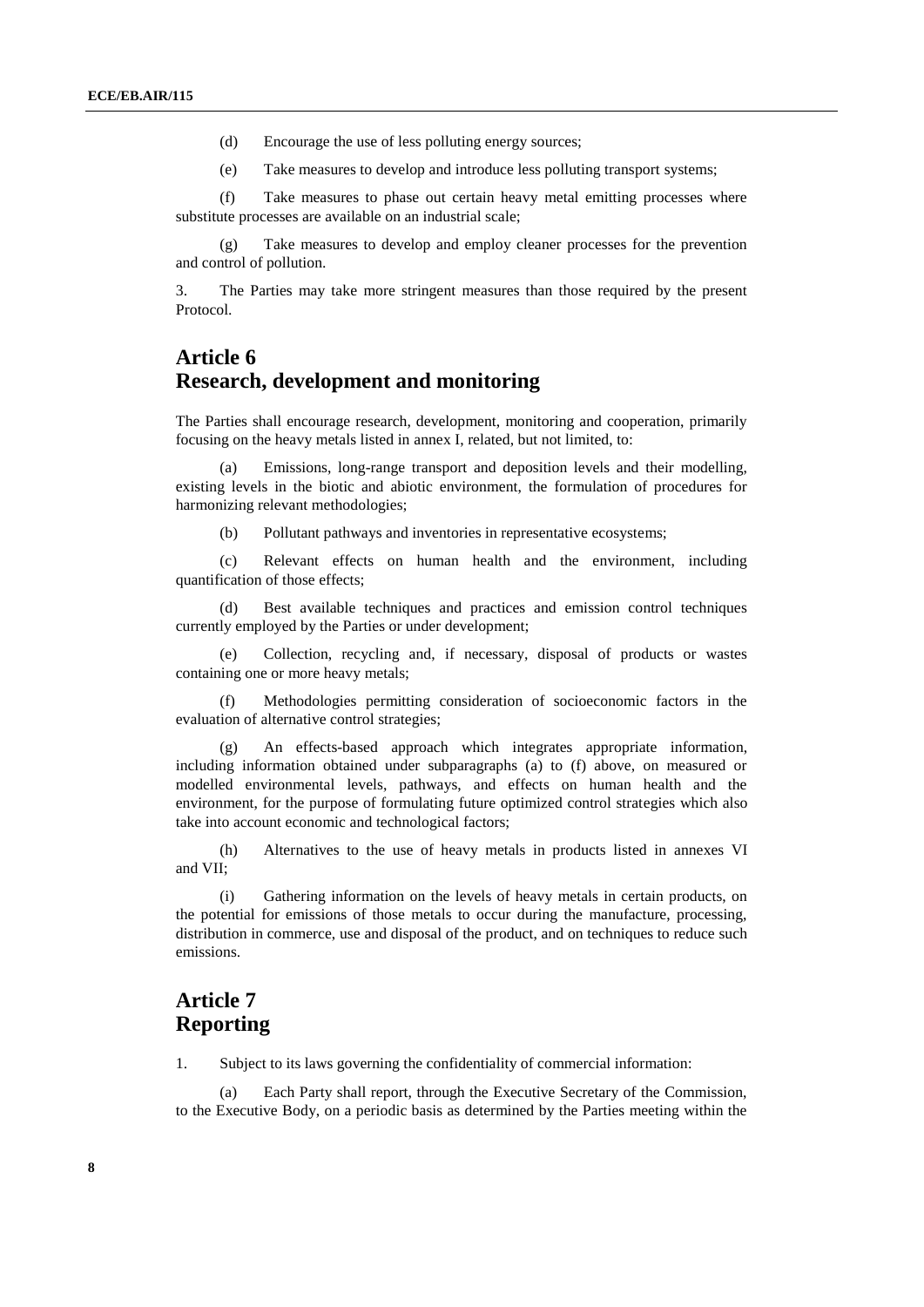(d) Encourage the use of less polluting energy sources;

(e) Take measures to develop and introduce less polluting transport systems;

(f) Take measures to phase out certain heavy metal emitting processes where substitute processes are available on an industrial scale;

(g) Take measures to develop and employ cleaner processes for the prevention and control of pollution.

3. The Parties may take more stringent measures than those required by the present Protocol.

## Article 6
## Research, development and monitoring

The Parties shall encourage research, development, monitoring and cooperation, primarily focusing on the heavy metals listed in annex I, related, but not limited, to:

(a) Emissions, long-range transport and deposition levels and their modelling, existing levels in the biotic and abiotic environment, the formulation of procedures for harmonizing relevant methodologies;

(b) Pollutant pathways and inventories in representative ecosystems;

(c) Relevant effects on human health and the environment, including quantification of those effects;

(d) Best available techniques and practices and emission control techniques currently employed by the Parties or under development;

(e) Collection, recycling and, if necessary, disposal of products or wastes containing one or more heavy metals;

(f) Methodologies permitting consideration of socioeconomic factors in the evaluation of alternative control strategies;

(g) An effects-based approach which integrates appropriate information, including information obtained under subparagraphs (a) to (f) above, on measured or modelled environmental levels, pathways, and effects on human health and the environment, for the purpose of formulating future optimized control strategies which also take into account economic and technological factors;

(h) Alternatives to the use of heavy metals in products listed in annexes VI and VII;

(i) Gathering information on the levels of heavy metals in certain products, on the potential for emissions of those metals to occur during the manufacture, processing, distribution in commerce, use and disposal of the product, and on techniques to reduce such emissions.

## Article 7
## Reporting

1. Subject to its laws governing the confidentiality of commercial information:

(a) Each Party shall report, through the Executive Secretary of the Commission, to the Executive Body, on a periodic basis as determined by the Parties meeting within the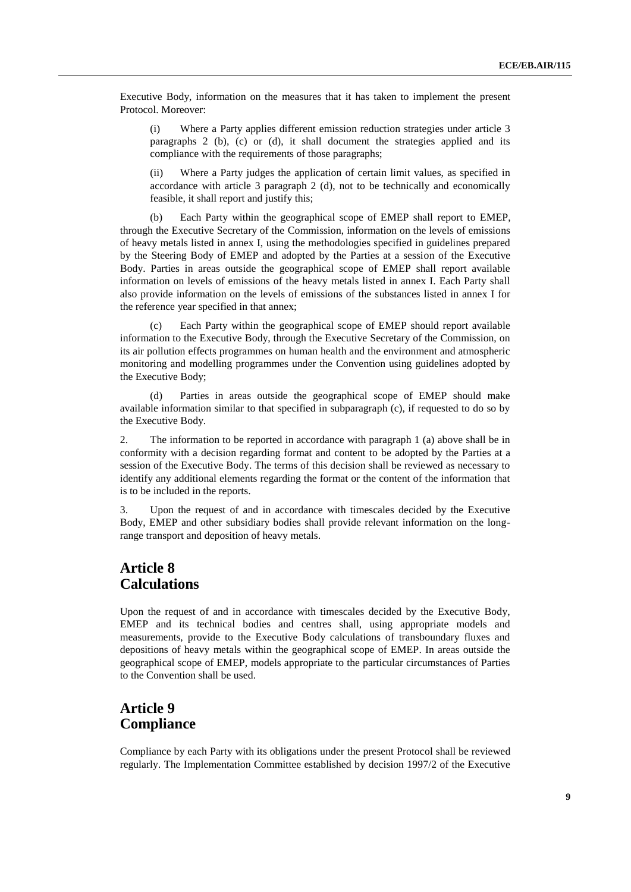Executive Body, information on the measures that it has taken to implement the present Protocol. Moreover:

(i) Where a Party applies different emission reduction strategies under article 3 paragraphs 2 (b), (c) or (d), it shall document the strategies applied and its compliance with the requirements of those paragraphs;

(ii) Where a Party judges the application of certain limit values, as specified in accordance with article 3 paragraph 2 (d), not to be technically and economically feasible, it shall report and justify this;

(b) Each Party within the geographical scope of EMEP shall report to EMEP, through the Executive Secretary of the Commission, information on the levels of emissions of heavy metals listed in annex I, using the methodologies specified in guidelines prepared by the Steering Body of EMEP and adopted by the Parties at a session of the Executive Body. Parties in areas outside the geographical scope of EMEP shall report available information on levels of emissions of the heavy metals listed in annex I. Each Party shall also provide information on the levels of emissions of the substances listed in annex I for the reference year specified in that annex;

(c) Each Party within the geographical scope of EMEP should report available information to the Executive Body, through the Executive Secretary of the Commission, on its air pollution effects programmes on human health and the environment and atmospheric monitoring and modelling programmes under the Convention using guidelines adopted by the Executive Body;

(d) Parties in areas outside the geographical scope of EMEP should make available information similar to that specified in subparagraph (c), if requested to do so by the Executive Body.

2. The information to be reported in accordance with paragraph 1 (a) above shall be in conformity with a decision regarding format and content to be adopted by the Parties at a session of the Executive Body. The terms of this decision shall be reviewed as necessary to identify any additional elements regarding the format or the content of the information that is to be included in the reports.

3. Upon the request of and in accordance with timescales decided by the Executive Body, EMEP and other subsidiary bodies shall provide relevant information on the long-range transport and deposition of heavy metals.

## Article 8
## Calculations

Upon the request of and in accordance with timescales decided by the Executive Body, EMEP and its technical bodies and centres shall, using appropriate models and measurements, provide to the Executive Body calculations of transboundary fluxes and depositions of heavy metals within the geographical scope of EMEP. In areas outside the geographical scope of EMEP, models appropriate to the particular circumstances of Parties to the Convention shall be used.

## Article 9
## Compliance

Compliance by each Party with its obligations under the present Protocol shall be reviewed regularly. The Implementation Committee established by decision 1997/2 of the Executive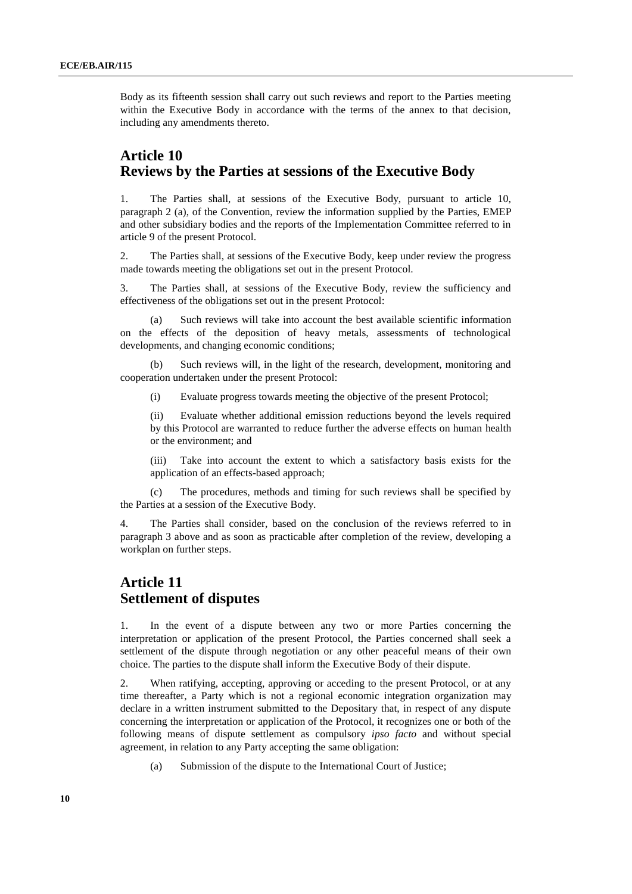Body as its fifteenth session shall carry out such reviews and report to the Parties meeting within the Executive Body in accordance with the terms of the annex to that decision, including any amendments thereto.

## Article 10
## Reviews by the Parties at sessions of the Executive Body

1. The Parties shall, at sessions of the Executive Body, pursuant to article 10, paragraph 2 (a), of the Convention, review the information supplied by the Parties, EMEP and other subsidiary bodies and the reports of the Implementation Committee referred to in article 9 of the present Protocol.

2. The Parties shall, at sessions of the Executive Body, keep under review the progress made towards meeting the obligations set out in the present Protocol.

3. The Parties shall, at sessions of the Executive Body, review the sufficiency and effectiveness of the obligations set out in the present Protocol:

(a) Such reviews will take into account the best available scientific information on the effects of the deposition of heavy metals, assessments of technological developments, and changing economic conditions;

(b) Such reviews will, in the light of the research, development, monitoring and cooperation undertaken under the present Protocol:

(i) Evaluate progress towards meeting the objective of the present Protocol;

(ii) Evaluate whether additional emission reductions beyond the levels required by this Protocol are warranted to reduce further the adverse effects on human health or the environment; and

(iii) Take into account the extent to which a satisfactory basis exists for the application of an effects-based approach;

(c) The procedures, methods and timing for such reviews shall be specified by the Parties at a session of the Executive Body.

4. The Parties shall consider, based on the conclusion of the reviews referred to in paragraph 3 above and as soon as practicable after completion of the review, developing a workplan on further steps.

## Article 11
## Settlement of disputes

1. In the event of a dispute between any two or more Parties concerning the interpretation or application of the present Protocol, the Parties concerned shall seek a settlement of the dispute through negotiation or any other peaceful means of their own choice. The parties to the dispute shall inform the Executive Body of their dispute.

2. When ratifying, accepting, approving or acceding to the present Protocol, or at any time thereafter, a Party which is not a regional economic integration organization may declare in a written instrument submitted to the Depositary that, in respect of any dispute concerning the interpretation or application of the Protocol, it recognizes one or both of the following means of dispute settlement as compulsory *ipso facto* and without special agreement, in relation to any Party accepting the same obligation:

(a) Submission of the dispute to the International Court of Justice;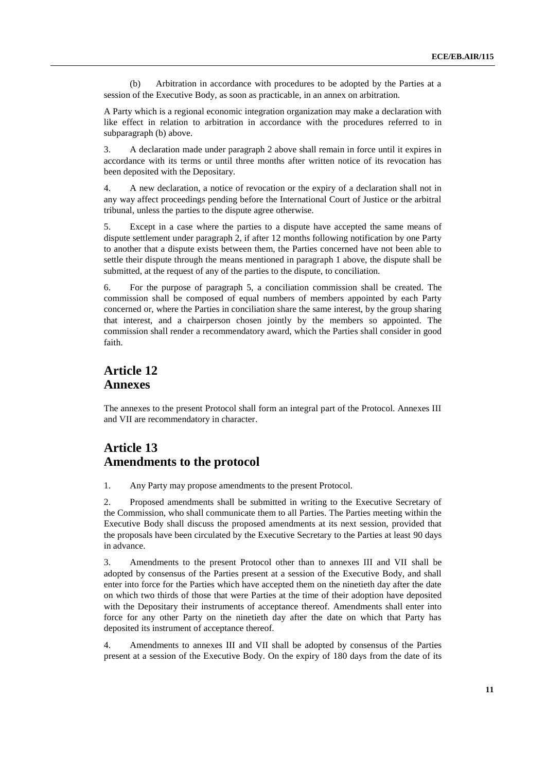(b) Arbitration in accordance with procedures to be adopted by the Parties at a session of the Executive Body, as soon as practicable, in an annex on arbitration.

A Party which is a regional economic integration organization may make a declaration with like effect in relation to arbitration in accordance with the procedures referred to in subparagraph (b) above.

3. A declaration made under paragraph 2 above shall remain in force until it expires in accordance with its terms or until three months after written notice of its revocation has been deposited with the Depositary.

4. A new declaration, a notice of revocation or the expiry of a declaration shall not in any way affect proceedings pending before the International Court of Justice or the arbitral tribunal, unless the parties to the dispute agree otherwise.

5. Except in a case where the parties to a dispute have accepted the same means of dispute settlement under paragraph 2, if after 12 months following notification by one Party to another that a dispute exists between them, the Parties concerned have not been able to settle their dispute through the means mentioned in paragraph 1 above, the dispute shall be submitted, at the request of any of the parties to the dispute, to conciliation.

6. For the purpose of paragraph 5, a conciliation commission shall be created. The commission shall be composed of equal numbers of members appointed by each Party concerned or, where the Parties in conciliation share the same interest, by the group sharing that interest, and a chairperson chosen jointly by the members so appointed. The commission shall render a recommendatory award, which the Parties shall consider in good faith.

## Article 12
## Annexes

The annexes to the present Protocol shall form an integral part of the Protocol. Annexes III and VII are recommendatory in character.

## Article 13
## Amendments to the protocol

1. Any Party may propose amendments to the present Protocol.

2. Proposed amendments shall be submitted in writing to the Executive Secretary of the Commission, who shall communicate them to all Parties. The Parties meeting within the Executive Body shall discuss the proposed amendments at its next session, provided that the proposals have been circulated by the Executive Secretary to the Parties at least 90 days in advance.

3. Amendments to the present Protocol other than to annexes III and VII shall be adopted by consensus of the Parties present at a session of the Executive Body, and shall enter into force for the Parties which have accepted them on the ninetieth day after the date on which two thirds of those that were Parties at the time of their adoption have deposited with the Depositary their instruments of acceptance thereof. Amendments shall enter into force for any other Party on the ninetieth day after the date on which that Party has deposited its instrument of acceptance thereof.

4. Amendments to annexes III and VII shall be adopted by consensus of the Parties present at a session of the Executive Body. On the expiry of 180 days from the date of its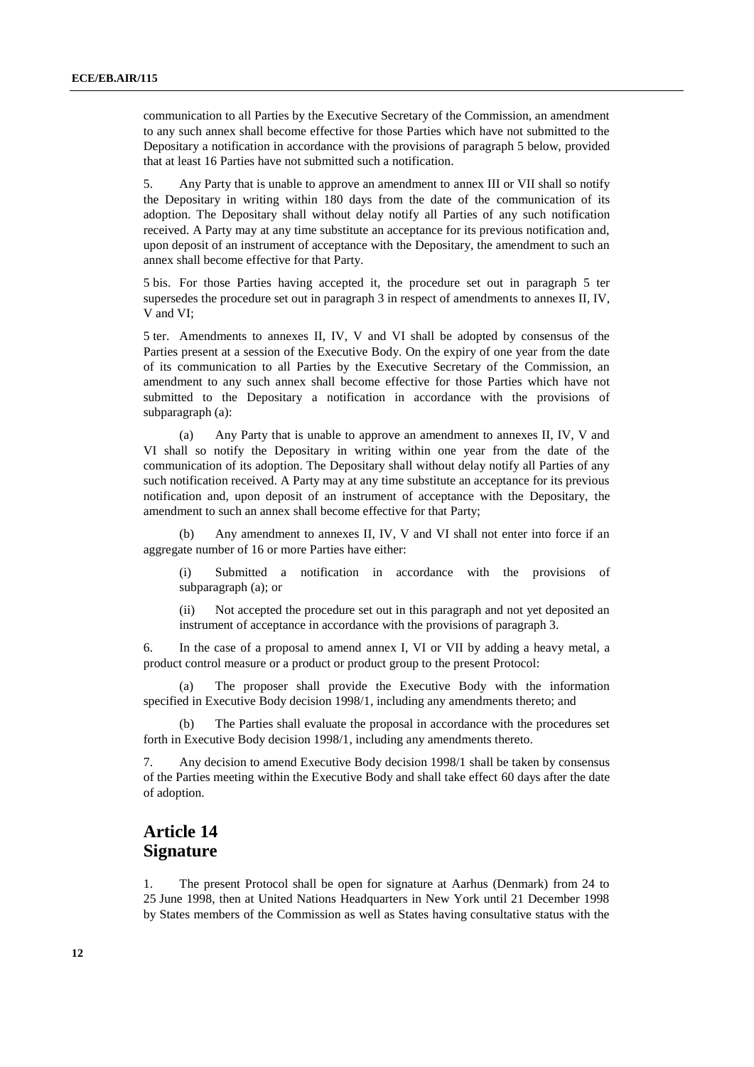communication to all Parties by the Executive Secretary of the Commission, an amendment to any such annex shall become effective for those Parties which have not submitted to the Depositary a notification in accordance with the provisions of paragraph 5 below, provided that at least 16 Parties have not submitted such a notification.

5. Any Party that is unable to approve an amendment to annex III or VII shall so notify the Depositary in writing within 180 days from the date of the communication of its adoption. The Depositary shall without delay notify all Parties of any such notification received. A Party may at any time substitute an acceptance for its previous notification and, upon deposit of an instrument of acceptance with the Depositary, the amendment to such an annex shall become effective for that Party.

5 bis. For those Parties having accepted it, the procedure set out in paragraph 5 ter supersedes the procedure set out in paragraph 3 in respect of amendments to annexes II, IV, V and VI;

5 ter. Amendments to annexes II, IV, V and VI shall be adopted by consensus of the Parties present at a session of the Executive Body. On the expiry of one year from the date of its communication to all Parties by the Executive Secretary of the Commission, an amendment to any such annex shall become effective for those Parties which have not submitted to the Depositary a notification in accordance with the provisions of subparagraph (a):

(a) Any Party that is unable to approve an amendment to annexes II, IV, V and VI shall so notify the Depositary in writing within one year from the date of the communication of its adoption. The Depositary shall without delay notify all Parties of any such notification received. A Party may at any time substitute an acceptance for its previous notification and, upon deposit of an instrument of acceptance with the Depositary, the amendment to such an annex shall become effective for that Party;

(b) Any amendment to annexes II, IV, V and VI shall not enter into force if an aggregate number of 16 or more Parties have either:

(i) Submitted a notification in accordance with the provisions of subparagraph (a); or

(ii) Not accepted the procedure set out in this paragraph and not yet deposited an instrument of acceptance in accordance with the provisions of paragraph 3.

6. In the case of a proposal to amend annex I, VI or VII by adding a heavy metal, a product control measure or a product or product group to the present Protocol:

(a) The proposer shall provide the Executive Body with the information specified in Executive Body decision 1998/1, including any amendments thereto; and

(b) The Parties shall evaluate the proposal in accordance with the procedures set forth in Executive Body decision 1998/1, including any amendments thereto.

7. Any decision to amend Executive Body decision 1998/1 shall be taken by consensus of the Parties meeting within the Executive Body and shall take effect 60 days after the date of adoption.

## Article 14
## Signature

1. The present Protocol shall be open for signature at Aarhus (Denmark) from 24 to 25 June 1998, then at United Nations Headquarters in New York until 21 December 1998 by States members of the Commission as well as States having consultative status with the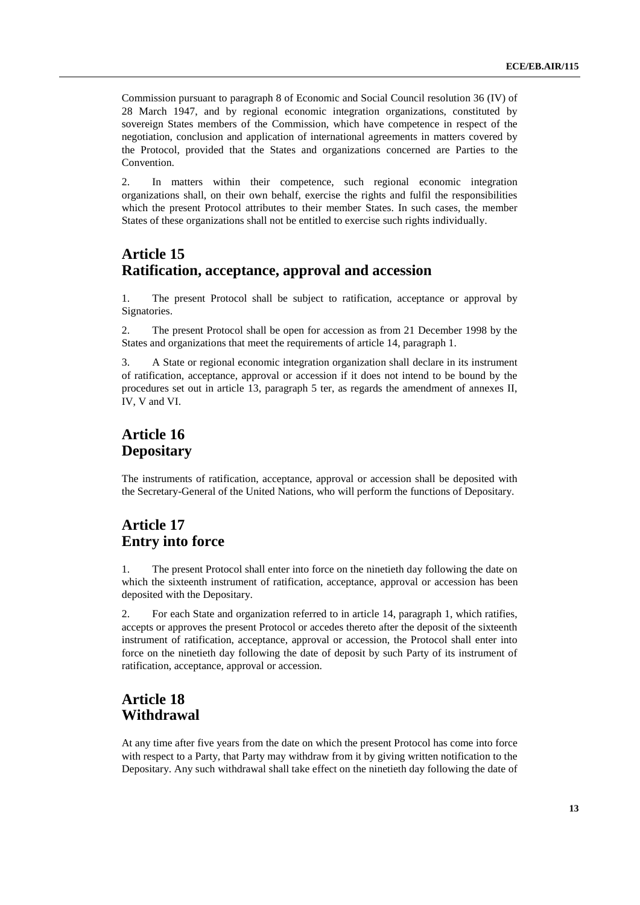Commission pursuant to paragraph 8 of Economic and Social Council resolution 36 (IV) of 28 March 1947, and by regional economic integration organizations, constituted by sovereign States members of the Commission, which have competence in respect of the negotiation, conclusion and application of international agreements in matters covered by the Protocol, provided that the States and organizations concerned are Parties to the Convention.

2. In matters within their competence, such regional economic integration organizations shall, on their own behalf, exercise the rights and fulfil the responsibilities which the present Protocol attributes to their member States. In such cases, the member States of these organizations shall not be entitled to exercise such rights individually.

## Article 15
## Ratification, acceptance, approval and accession

1. The present Protocol shall be subject to ratification, acceptance or approval by Signatories.

2. The present Protocol shall be open for accession as from 21 December 1998 by the States and organizations that meet the requirements of article 14, paragraph 1.

3. A State or regional economic integration organization shall declare in its instrument of ratification, acceptance, approval or accession if it does not intend to be bound by the procedures set out in article 13, paragraph 5 ter, as regards the amendment of annexes II, IV, V and VI.

## Article 16
## Depositary

The instruments of ratification, acceptance, approval or accession shall be deposited with the Secretary-General of the United Nations, who will perform the functions of Depositary.

## Article 17
## Entry into force

1. The present Protocol shall enter into force on the ninetieth day following the date on which the sixteenth instrument of ratification, acceptance, approval or accession has been deposited with the Depositary.

2. For each State and organization referred to in article 14, paragraph 1, which ratifies, accepts or approves the present Protocol or accedes thereto after the deposit of the sixteenth instrument of ratification, acceptance, approval or accession, the Protocol shall enter into force on the ninetieth day following the date of deposit by such Party of its instrument of ratification, acceptance, approval or accession.

## Article 18
## Withdrawal

At any time after five years from the date on which the present Protocol has come into force with respect to a Party, that Party may withdraw from it by giving written notification to the Depositary. Any such withdrawal shall take effect on the ninetieth day following the date of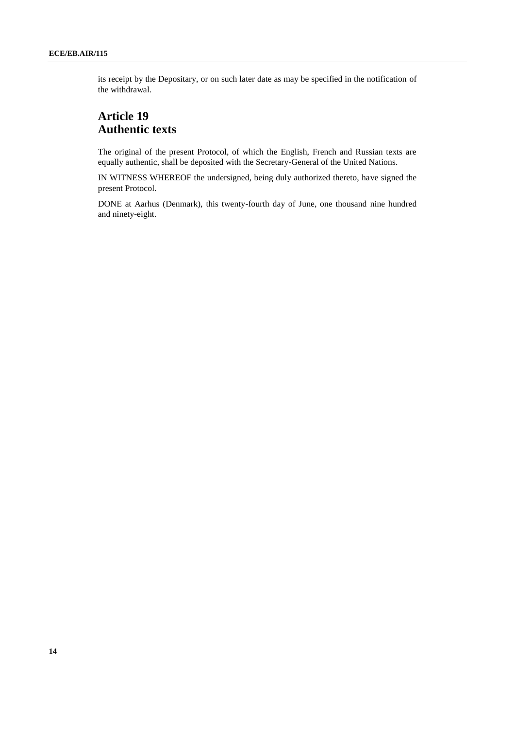its receipt by the Depositary, or on such later date as may be specified in the notification of the withdrawal.

## Article 19
## Authentic texts

The original of the present Protocol, of which the English, French and Russian texts are equally authentic, shall be deposited with the Secretary-General of the United Nations.

IN WITNESS WHEREOF the undersigned, being duly authorized thereto, have signed the present Protocol.

DONE at Aarhus (Denmark), this twenty-fourth day of June, one thousand nine hundred and ninety-eight.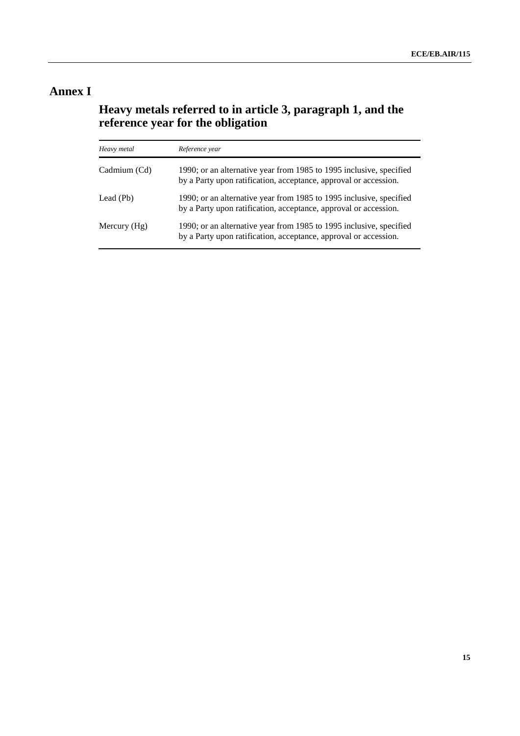# Annex I

## Heavy metals referred to in article 3, paragraph 1, and the reference year for the obligation

| *Heavy metal* | *Reference year* |
|---|---|
| Cadmium (Cd) | 1990; or an alternative year from 1985 to 1995 inclusive, specified by a Party upon ratification, acceptance, approval or accession. |
| Lead (Pb) | 1990; or an alternative year from 1985 to 1995 inclusive, specified by a Party upon ratification, acceptance, approval or accession. |
| Mercury (Hg) | 1990; or an alternative year from 1985 to 1995 inclusive, specified by a Party upon ratification, acceptance, approval or accession. |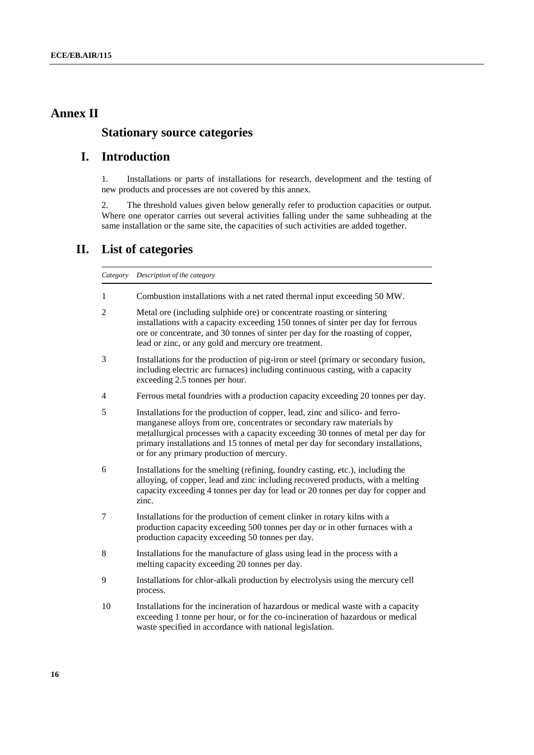# Annex II

## Stationary source categories

## I. Introduction

1. Installations or parts of installations for research, development and the testing of new products and processes are not covered by this annex.

2. The threshold values given below generally refer to production capacities or output. Where one operator carries out several activities falling under the same subheading at the same installation or the same site, the capacities of such activities are added together.

## II. List of categories

| *Category* | *Description of the category* |
|---|---|
| 1 | Combustion installations with a net rated thermal input exceeding 50 MW. |
| 2 | Metal ore (including sulphide ore) or concentrate roasting or sintering installations with a capacity exceeding 150 tonnes of sinter per day for ferrous ore or concentrate, and 30 tonnes of sinter per day for the roasting of copper, lead or zinc, or any gold and mercury ore treatment. |
| 3 | Installations for the production of pig-iron or steel (primary or secondary fusion, including electric arc furnaces) including continuous casting, with a capacity exceeding 2.5 tonnes per hour. |
| 4 | Ferrous metal foundries with a production capacity exceeding 20 tonnes per day. |
| 5 | Installations for the production of copper, lead, zinc and silico- and ferro-manganese alloys from ore, concentrates or secondary raw materials by metallurgical processes with a capacity exceeding 30 tonnes of metal per day for primary installations and 15 tonnes of metal per day for secondary installations, or for any primary production of mercury. |
| 6 | Installations for the smelting (refining, foundry casting, etc.), including the alloying, of copper, lead and zinc including recovered products, with a melting capacity exceeding 4 tonnes per day for lead or 20 tonnes per day for copper and zinc. |
| 7 | Installations for the production of cement clinker in rotary kilns with a production capacity exceeding 500 tonnes per day or in other furnaces with a production capacity exceeding 50 tonnes per day. |
| 8 | Installations for the manufacture of glass using lead in the process with a melting capacity exceeding 20 tonnes per day. |
| 9 | Installations for chlor-alkali production by electrolysis using the mercury cell process. |
| 10 | Installations for the incineration of hazardous or medical waste with a capacity exceeding 1 tonne per hour, or for the co-incineration of hazardous or medical waste specified in accordance with national legislation. |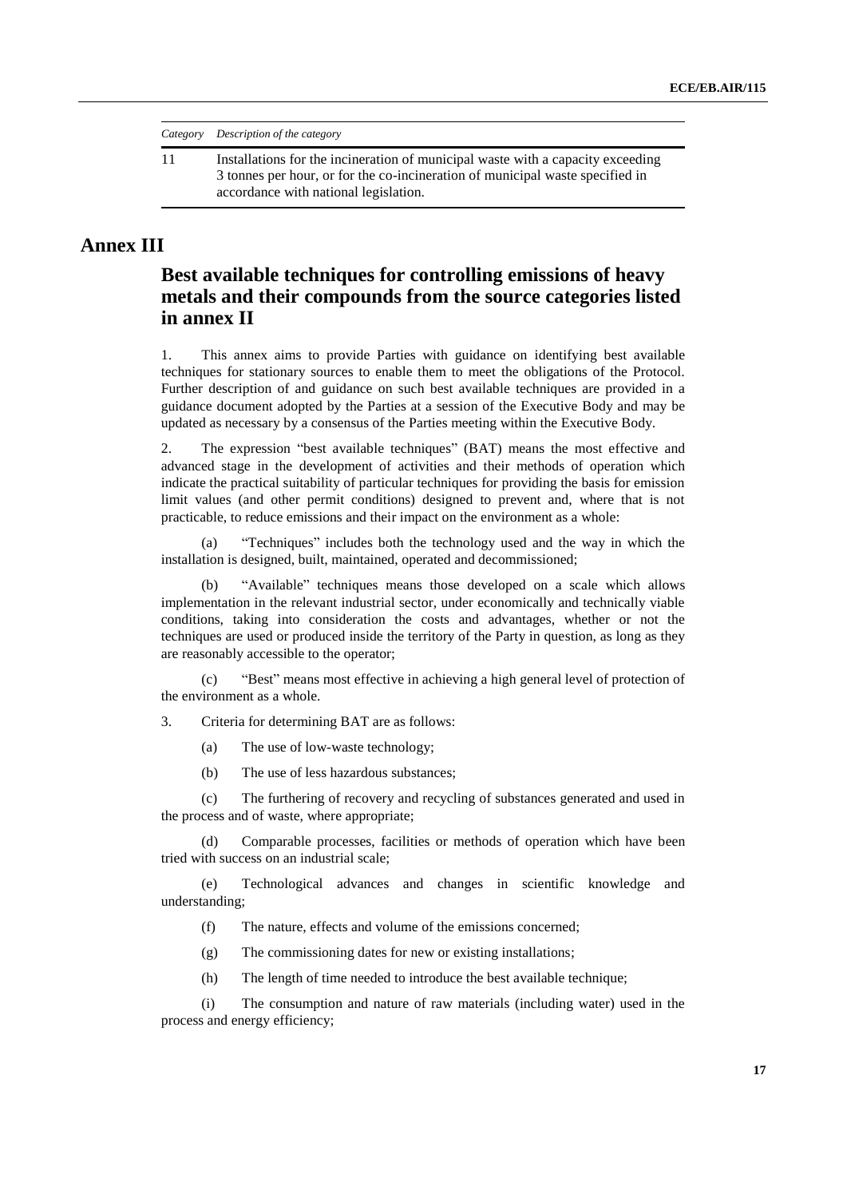| *Category* | *Description of the category* |
| --- | --- |
| 11 | Installations for the incineration of municipal waste with a capacity exceeding 3 tonnes per hour, or for the co-incineration of municipal waste specified in accordance with national legislation. |

# Annex III

## Best available techniques for controlling emissions of heavy metals and their compounds from the source categories listed in annex II

1. This annex aims to provide Parties with guidance on identifying best available techniques for stationary sources to enable them to meet the obligations of the Protocol. Further description of and guidance on such best available techniques are provided in a guidance document adopted by the Parties at a session of the Executive Body and may be updated as necessary by a consensus of the Parties meeting within the Executive Body.

2. The expression "best available techniques" (BAT) means the most effective and advanced stage in the development of activities and their methods of operation which indicate the practical suitability of particular techniques for providing the basis for emission limit values (and other permit conditions) designed to prevent and, where that is not practicable, to reduce emissions and their impact on the environment as a whole:

(a) "Techniques" includes both the technology used and the way in which the installation is designed, built, maintained, operated and decommissioned;

(b) "Available" techniques means those developed on a scale which allows implementation in the relevant industrial sector, under economically and technically viable conditions, taking into consideration the costs and advantages, whether or not the techniques are used or produced inside the territory of the Party in question, as long as they are reasonably accessible to the operator;

(c) "Best" means most effective in achieving a high general level of protection of the environment as a whole.

3. Criteria for determining BAT are as follows:

(a) The use of low-waste technology;

(b) The use of less hazardous substances;

(c) The furthering of recovery and recycling of substances generated and used in the process and of waste, where appropriate;

(d) Comparable processes, facilities or methods of operation which have been tried with success on an industrial scale;

(e) Technological advances and changes in scientific knowledge and understanding;

(f) The nature, effects and volume of the emissions concerned;

(g) The commissioning dates for new or existing installations;

(h) The length of time needed to introduce the best available technique;

(i) The consumption and nature of raw materials (including water) used in the process and energy efficiency;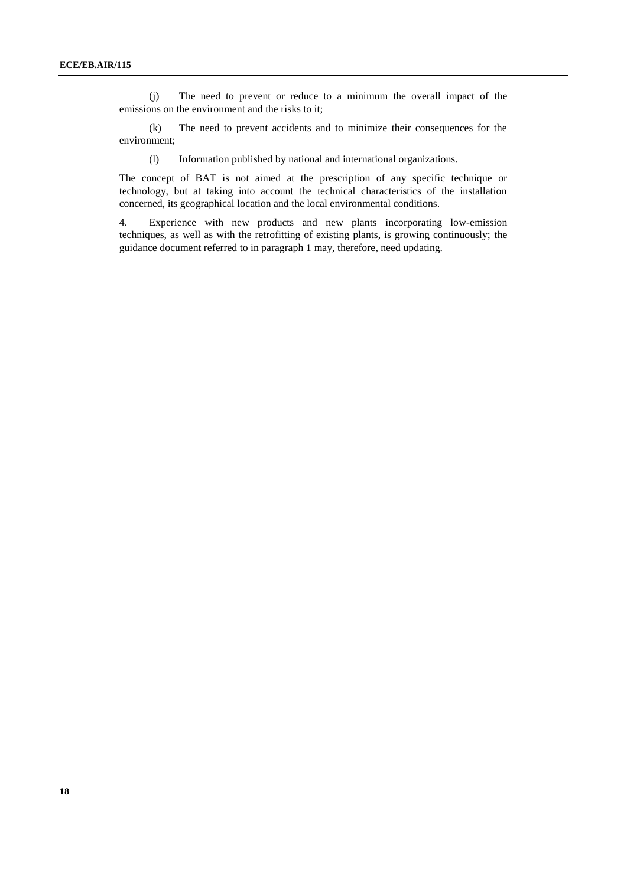(j) The need to prevent or reduce to a minimum the overall impact of the emissions on the environment and the risks to it;

(k) The need to prevent accidents and to minimize their consequences for the environment;

(l) Information published by national and international organizations.

The concept of BAT is not aimed at the prescription of any specific technique or technology, but at taking into account the technical characteristics of the installation concerned, its geographical location and the local environmental conditions.

4. Experience with new products and new plants incorporating low-emission techniques, as well as with the retrofitting of existing plants, is growing continuously; the guidance document referred to in paragraph 1 may, therefore, need updating.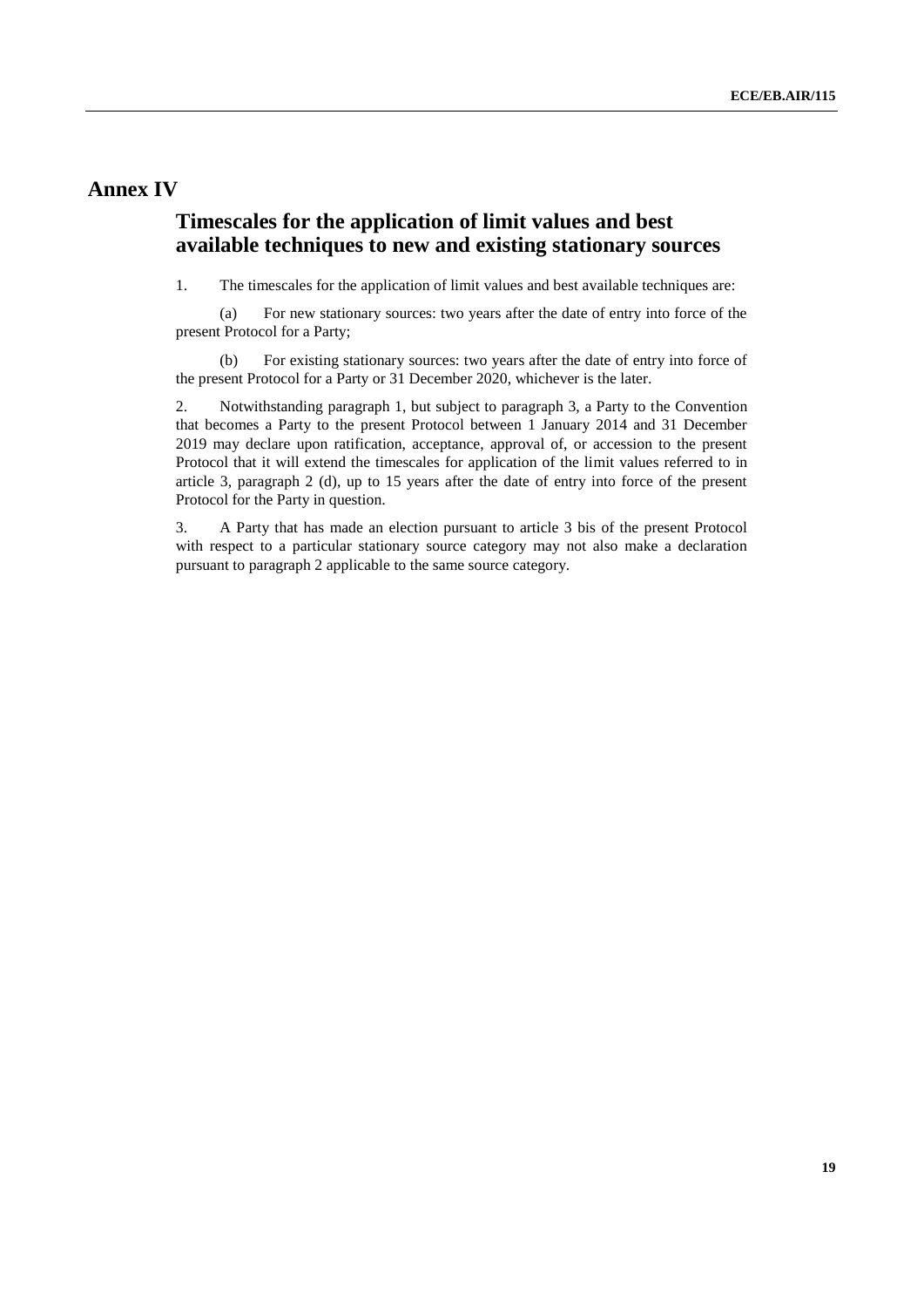# Annex IV

## Timescales for the application of limit values and best available techniques to new and existing stationary sources

1. The timescales for the application of limit values and best available techniques are:

(a) For new stationary sources: two years after the date of entry into force of the present Protocol for a Party;

(b) For existing stationary sources: two years after the date of entry into force of the present Protocol for a Party or 31 December 2020, whichever is the later.

2. Notwithstanding paragraph 1, but subject to paragraph 3, a Party to the Convention that becomes a Party to the present Protocol between 1 January 2014 and 31 December 2019 may declare upon ratification, acceptance, approval of, or accession to the present Protocol that it will extend the timescales for application of the limit values referred to in article 3, paragraph 2 (d), up to 15 years after the date of entry into force of the present Protocol for the Party in question.

3. A Party that has made an election pursuant to article 3 bis of the present Protocol with respect to a particular stationary source category may not also make a declaration pursuant to paragraph 2 applicable to the same source category.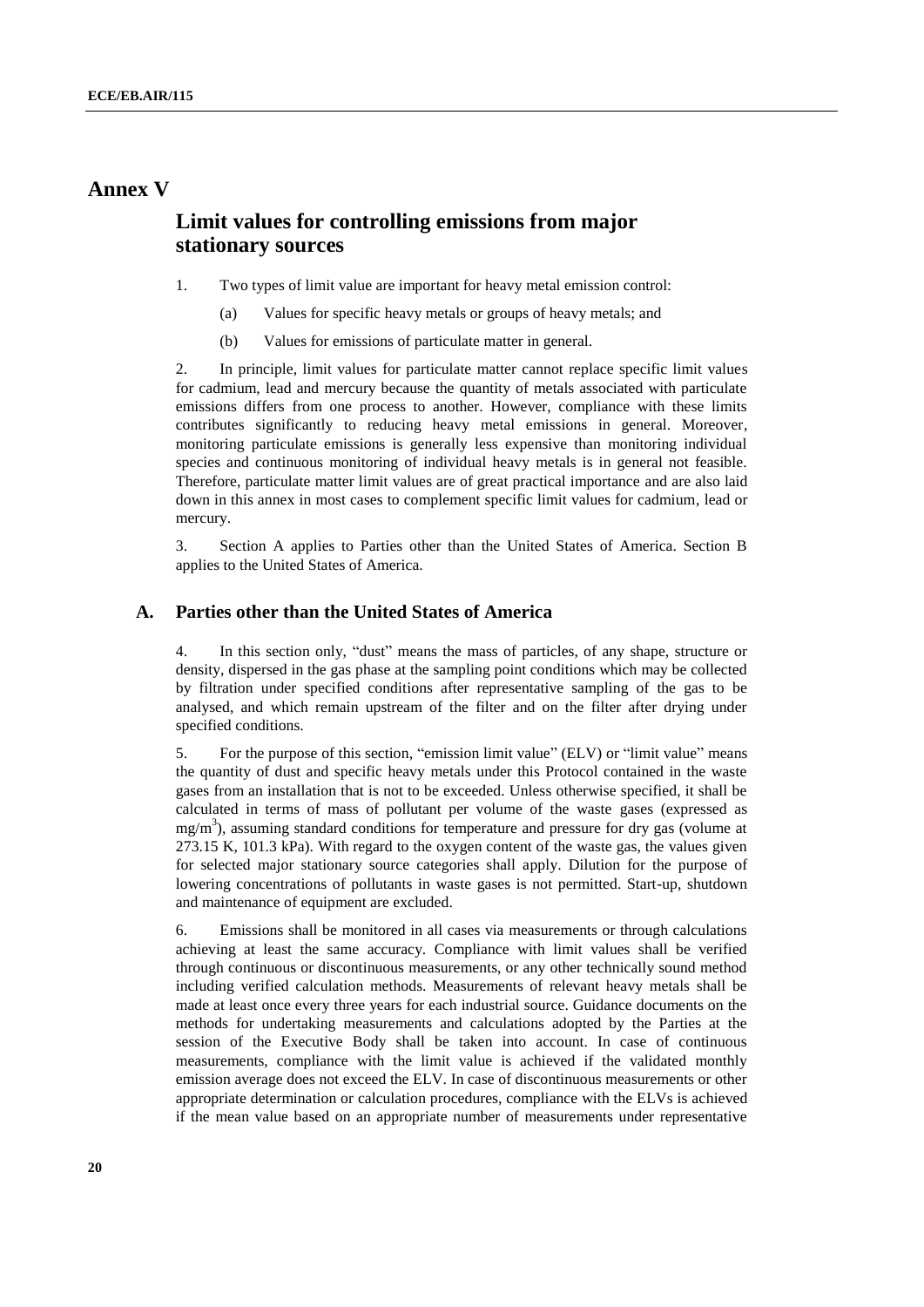# Annex V

## Limit values for controlling emissions from major stationary sources

1. Two types of limit value are important for heavy metal emission control:

   (a) Values for specific heavy metals or groups of heavy metals; and

   (b) Values for emissions of particulate matter in general.

2. In principle, limit values for particulate matter cannot replace specific limit values for cadmium, lead and mercury because the quantity of metals associated with particulate emissions differs from one process to another. However, compliance with these limits contributes significantly to reducing heavy metal emissions in general. Moreover, monitoring particulate emissions is generally less expensive than monitoring individual species and continuous monitoring of individual heavy metals is in general not feasible. Therefore, particulate matter limit values are of great practical importance and are also laid down in this annex in most cases to complement specific limit values for cadmium, lead or mercury.

3. Section A applies to Parties other than the United States of America. Section B applies to the United States of America.

### A. Parties other than the United States of America

4. In this section only, "dust" means the mass of particles, of any shape, structure or density, dispersed in the gas phase at the sampling point conditions which may be collected by filtration under specified conditions after representative sampling of the gas to be analysed, and which remain upstream of the filter and on the filter after drying under specified conditions.

5. For the purpose of this section, "emission limit value" (ELV) or "limit value" means the quantity of dust and specific heavy metals under this Protocol contained in the waste gases from an installation that is not to be exceeded. Unless otherwise specified, it shall be calculated in terms of mass of pollutant per volume of the waste gases (expressed as $mg/m^3$), assuming standard conditions for temperature and pressure for dry gas (volume at 273.15 K, 101.3 kPa). With regard to the oxygen content of the waste gas, the values given for selected major stationary source categories shall apply. Dilution for the purpose of lowering concentrations of pollutants in waste gases is not permitted. Start-up, shutdown and maintenance of equipment are excluded.

6. Emissions shall be monitored in all cases via measurements or through calculations achieving at least the same accuracy. Compliance with limit values shall be verified through continuous or discontinuous measurements, or any other technically sound method including verified calculation methods. Measurements of relevant heavy metals shall be made at least once every three years for each industrial source. Guidance documents on the methods for undertaking measurements and calculations adopted by the Parties at the session of the Executive Body shall be taken into account. In case of continuous measurements, compliance with the limit value is achieved if the validated monthly emission average does not exceed the ELV. In case of discontinuous measurements or other appropriate determination or calculation procedures, compliance with the ELVs is achieved if the mean value based on an appropriate number of measurements under representative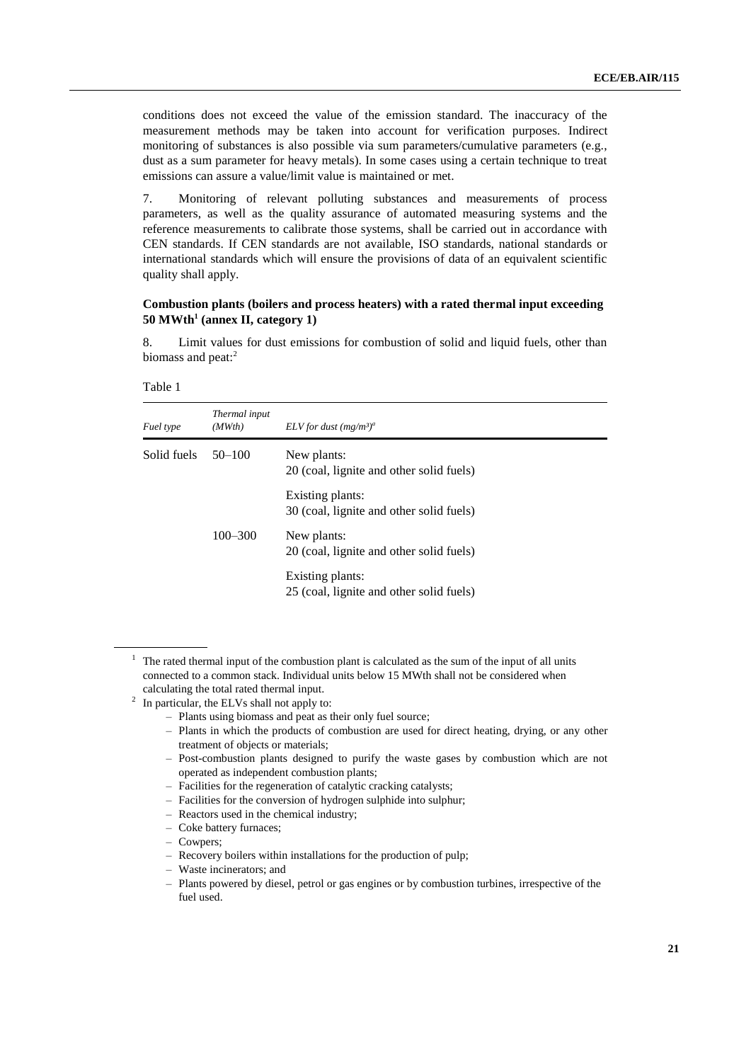conditions does not exceed the value of the emission standard. The inaccuracy of the measurement methods may be taken into account for verification purposes. Indirect monitoring of substances is also possible via sum parameters/cumulative parameters (e.g., dust as a sum parameter for heavy metals). In some cases using a certain technique to treat emissions can assure a value/limit value is maintained or met.

7. Monitoring of relevant polluting substances and measurements of process parameters, as well as the quality assurance of automated measuring systems and the reference measurements to calibrate those systems, shall be carried out in accordance with CEN standards. If CEN standards are not available, ISO standards, national standards or international standards which will ensure the provisions of data of an equivalent scientific quality shall apply.

**Combustion plants (boilers and process heaters) with a rated thermal input exceeding 50 MWth[1] (annex II, category 1)**

8. Limit values for dust emissions for combustion of solid and liquid fuels, other than biomass and peat:[2]

Table 1

| *Fuel type* | *Thermal input (MWth)* | *ELV for dust (mg/m³)[a]* |
|---|---|---|
| Solid fuels | 50–100 | New plants: 20 (coal, lignite and other solid fuels) |
| | | Existing plants: 30 (coal, lignite and other solid fuels) |
| | 100–300 | New plants: 20 (coal, lignite and other solid fuels) |
| | | Existing plants: 25 (coal, lignite and other solid fuels) |

[1] The rated thermal input of the combustion plant is calculated as the sum of the input of all units connected to a common stack. Individual units below 15 MWth shall not be considered when calculating the total rated thermal input.

[2] In particular, the ELVs shall not apply to:

- Plants using biomass and peat as their only fuel source;
- Plants in which the products of combustion are used for direct heating, drying, or any other treatment of objects or materials;
- Post-combustion plants designed to purify the waste gases by combustion which are not operated as independent combustion plants;
- Facilities for the regeneration of catalytic cracking catalysts;
- Facilities for the conversion of hydrogen sulphide into sulphur;
- Reactors used in the chemical industry;
- Coke battery furnaces;
- Cowpers;
- Recovery boilers within installations for the production of pulp;
- Waste incinerators; and
- Plants powered by diesel, petrol or gas engines or by combustion turbines, irrespective of the fuel used.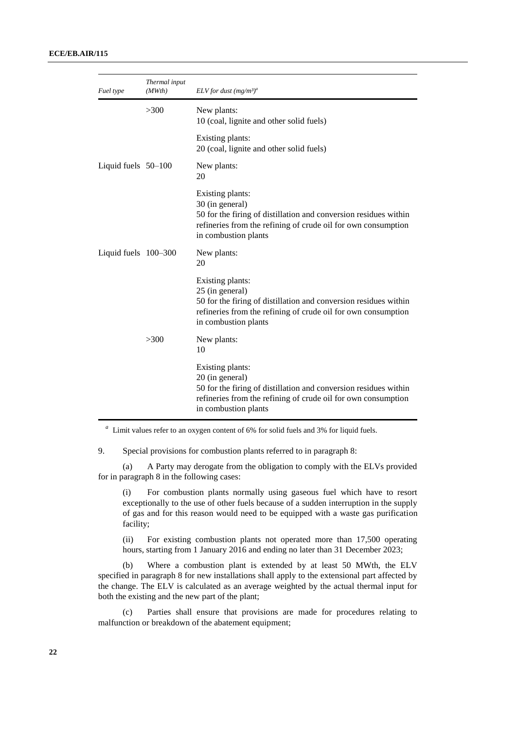| *Fuel type* | *Thermal input (MWth)* | *ELV for dust (mg/m³)*[a] |
|---|---|---|
| | >300 | New plants:<br>10 (coal, lignite and other solid fuels) |
| | | Existing plants:<br>20 (coal, lignite and other solid fuels) |
| Liquid fuels | 50–100 | New plants:<br>20 |
| | | Existing plants:<br>30 (in general)<br>50 for the firing of distillation and conversion residues within refineries from the refining of crude oil for own consumption in combustion plants |
| Liquid fuels | 100–300 | New plants:<br>20 |
| | | Existing plants:<br>25 (in general)<br>50 for the firing of distillation and conversion residues within refineries from the refining of crude oil for own consumption in combustion plants |
| | >300 | New plants:<br>10 |
| | | Existing plants:<br>20 (in general)<br>50 for the firing of distillation and conversion residues within refineries from the refining of crude oil for own consumption in combustion plants |

[a] Limit values refer to an oxygen content of 6% for solid fuels and 3% for liquid fuels.

9. Special provisions for combustion plants referred to in paragraph 8:

(a) A Party may derogate from the obligation to comply with the ELVs provided for in paragraph 8 in the following cases:

(i) For combustion plants normally using gaseous fuel which have to resort exceptionally to the use of other fuels because of a sudden interruption in the supply of gas and for this reason would need to be equipped with a waste gas purification facility;

(ii) For existing combustion plants not operated more than 17,500 operating hours, starting from 1 January 2016 and ending no later than 31 December 2023;

(b) Where a combustion plant is extended by at least 50 MWth, the ELV specified in paragraph 8 for new installations shall apply to the extensional part affected by the change. The ELV is calculated as an average weighted by the actual thermal input for both the existing and the new part of the plant;

(c) Parties shall ensure that provisions are made for procedures relating to malfunction or breakdown of the abatement equipment;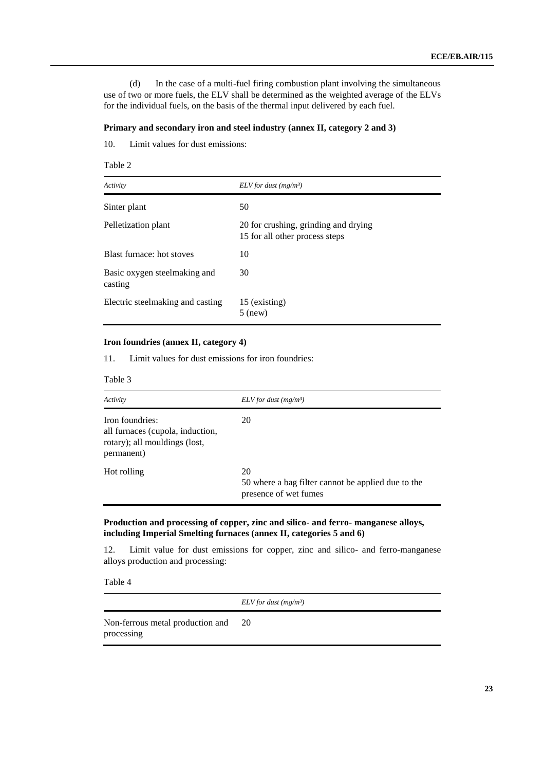(d) In the case of a multi-fuel firing combustion plant involving the simultaneous use of two or more fuels, the ELV shall be determined as the weighted average of the ELVs for the individual fuels, on the basis of the thermal input delivered by each fuel.

**Primary and secondary iron and steel industry (annex II, category 2 and 3)**

10. Limit values for dust emissions:

Table 2

| *Activity* | *ELV for dust (mg/m³)* |
|---|---|
| Sinter plant | 50 |
| Pelletization plant | 20 for crushing, grinding and drying<br>15 for all other process steps |
| Blast furnace: hot stoves | 10 |
| Basic oxygen steelmaking and casting | 30 |
| Electric steelmaking and casting | 15 (existing)<br>5 (new) |

**Iron foundries (annex II, category 4)**

11. Limit values for dust emissions for iron foundries:

Table 3

| *Activity* | *ELV for dust (mg/m³)* |
|---|---|
| Iron foundries:<br>all furnaces (cupola, induction, rotary); all mouldings (lost, permanent) | 20 |
| Hot rolling | 20<br>50 where a bag filter cannot be applied due to the presence of wet fumes |

**Production and processing of copper, zinc and silico- and ferro- manganese alloys, including Imperial Smelting furnaces (annex II, categories 5 and 6)**

12. Limit value for dust emissions for copper, zinc and silico- and ferro-manganese alloys production and processing:

Table 4

| | *ELV for dust (mg/m³)* |
|---|---|
| Non-ferrous metal production and processing | 20 |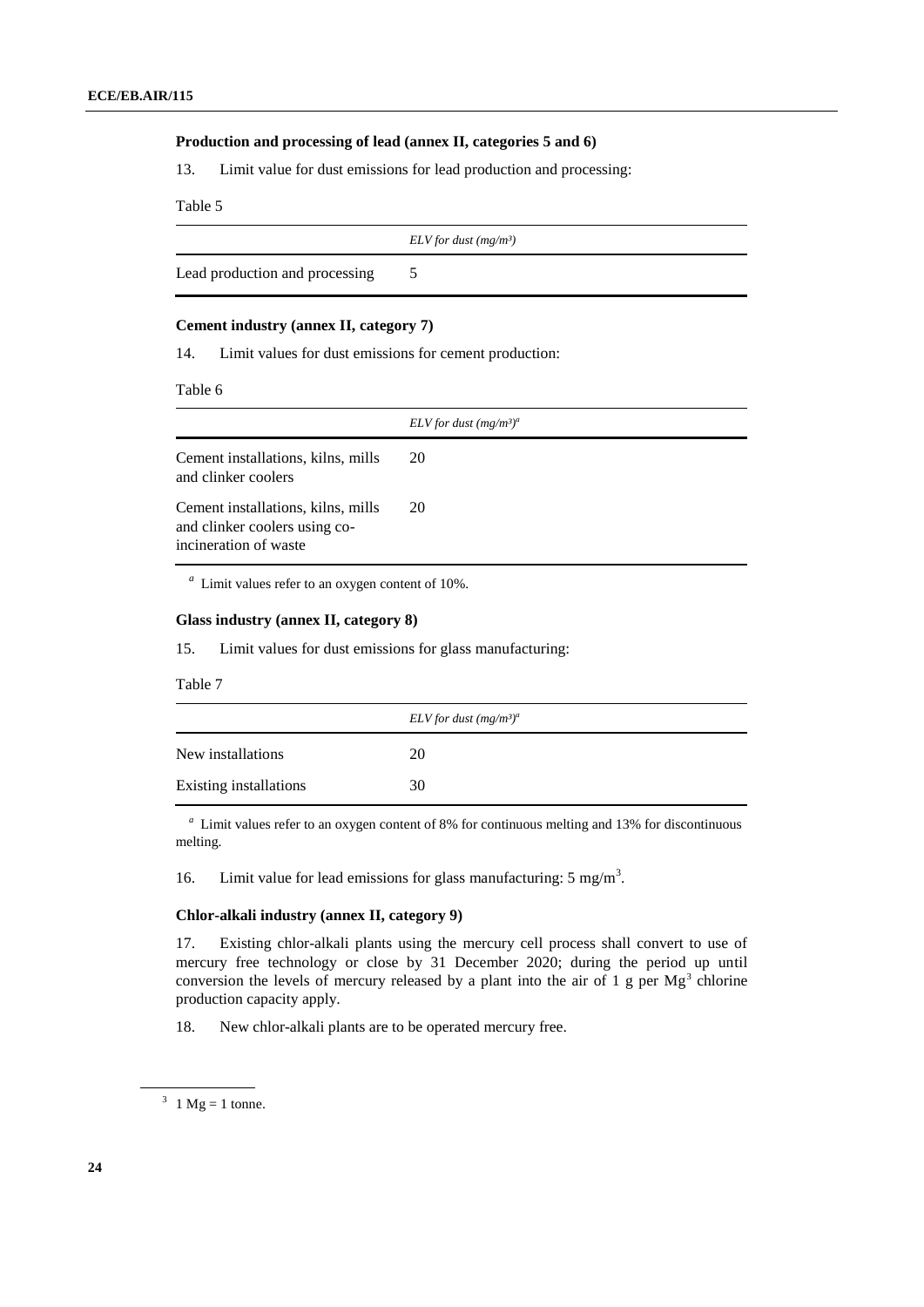**Production and processing of lead (annex II, categories 5 and 6)**

13. Limit value for dust emissions for lead production and processing:

Table 5

| | *ELV for dust (mg/m³)* |
|---|---|
| Lead production and processing | 5 |

**Cement industry (annex II, category 7)**

14. Limit values for dust emissions for cement production:

Table 6

| | *ELV for dust (mg/m³)*[a] |
|---|---|
| Cement installations, kilns, mills and clinker coolers | 20 |
| Cement installations, kilns, mills and clinker coolers using co-incineration of waste | 20 |

[a] Limit values refer to an oxygen content of 10%.

**Glass industry (annex II, category 8)**

15. Limit values for dust emissions for glass manufacturing:

Table 7

| | *ELV for dust (mg/m³)*[a] |
|---|---|
| New installations | 20 |
| Existing installations | 30 |

[a] Limit values refer to an oxygen content of 8% for continuous melting and 13% for discontinuous melting.

16. Limit value for lead emissions for glass manufacturing: 5 $mg/m^3$.

**Chlor-alkali industry (annex II, category 9)**

17. Existing chlor-alkali plants using the mercury cell process shall convert to use of mercury free technology or close by 31 December 2020; during the period up until conversion the levels of mercury released by a plant into the air of 1 g per Mg[3] chlorine production capacity apply.

18. New chlor-alkali plants are to be operated mercury free.

[3] 1 Mg = 1 tonne.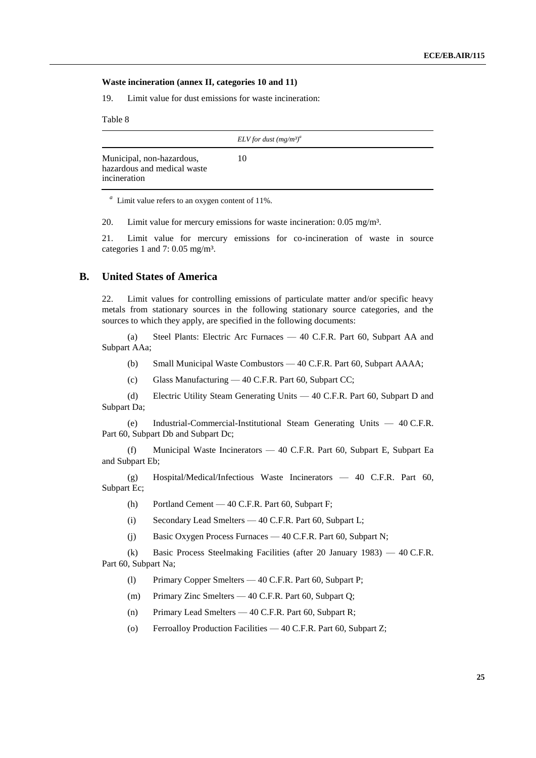**Waste incineration (annex II, categories 10 and 11)**

19. Limit value for dust emissions for waste incineration:

Table 8

| | *ELV for dust (mg/m³)*[a] |
|---|---|
| Municipal, non-hazardous, hazardous and medical waste incineration | 10 |

[a] Limit value refers to an oxygen content of 11%.

20. Limit value for mercury emissions for waste incineration: 0.05 mg/m³.

21. Limit value for mercury emissions for co-incineration of waste in source categories 1 and 7: 0.05 mg/m³.

## B. United States of America

22. Limit values for controlling emissions of particulate matter and/or specific heavy metals from stationary sources in the following stationary source categories, and the sources to which they apply, are specified in the following documents:

(a) Steel Plants: Electric Arc Furnaces — 40 C.F.R. Part 60, Subpart AA and Subpart AAa;

(b) Small Municipal Waste Combustors — 40 C.F.R. Part 60, Subpart AAAA;

(c) Glass Manufacturing — 40 C.F.R. Part 60, Subpart CC;

(d) Electric Utility Steam Generating Units — 40 C.F.R. Part 60, Subpart D and Subpart Da;

(e) Industrial-Commercial-Institutional Steam Generating Units — 40 C.F.R. Part 60, Subpart Db and Subpart Dc;

(f) Municipal Waste Incinerators — 40 C.F.R. Part 60, Subpart E, Subpart Ea and Subpart Eb;

(g) Hospital/Medical/Infectious Waste Incinerators — 40 C.F.R. Part 60, Subpart Ec;

(h) Portland Cement — 40 C.F.R. Part 60, Subpart F;

(i) Secondary Lead Smelters — 40 C.F.R. Part 60, Subpart L;

(j) Basic Oxygen Process Furnaces — 40 C.F.R. Part 60, Subpart N;

(k) Basic Process Steelmaking Facilities (after 20 January 1983) — 40 C.F.R. Part 60, Subpart Na;

(l) Primary Copper Smelters — 40 C.F.R. Part 60, Subpart P;

(m) Primary Zinc Smelters — 40 C.F.R. Part 60, Subpart Q;

(n) Primary Lead Smelters — 40 C.F.R. Part 60, Subpart R;

(o) Ferroalloy Production Facilities — 40 C.F.R. Part 60, Subpart Z;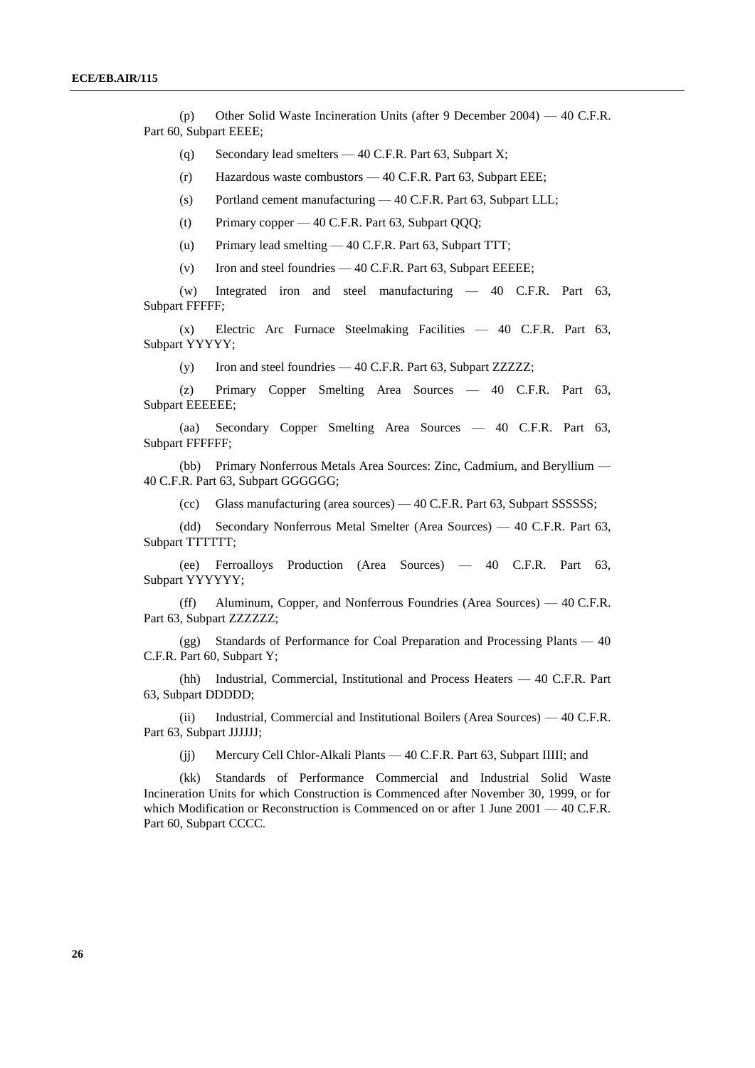(p) Other Solid Waste Incineration Units (after 9 December 2004) — 40 C.F.R. Part 60, Subpart EEEE;

(q) Secondary lead smelters — 40 C.F.R. Part 63, Subpart X;

(r) Hazardous waste combustors — 40 C.F.R. Part 63, Subpart EEE;

(s) Portland cement manufacturing — 40 C.F.R. Part 63, Subpart LLL;

(t) Primary copper — 40 C.F.R. Part 63, Subpart QQQ;

(u) Primary lead smelting — 40 C.F.R. Part 63, Subpart TTT;

(v) Iron and steel foundries — 40 C.F.R. Part 63, Subpart EEEEE;

(w) Integrated iron and steel manufacturing — 40 C.F.R. Part 63, Subpart FFFFF;

(x) Electric Arc Furnace Steelmaking Facilities — 40 C.F.R. Part 63, Subpart YYYYY;

(y) Iron and steel foundries — 40 C.F.R. Part 63, Subpart ZZZZZ;

(z) Primary Copper Smelting Area Sources — 40 C.F.R. Part 63, Subpart EEEEEE;

(aa) Secondary Copper Smelting Area Sources — 40 C.F.R. Part 63, Subpart FFFFFF;

(bb) Primary Nonferrous Metals Area Sources: Zinc, Cadmium, and Beryllium — 40 C.F.R. Part 63, Subpart GGGGGG;

(cc) Glass manufacturing (area sources) — 40 C.F.R. Part 63, Subpart SSSSSS;

(dd) Secondary Nonferrous Metal Smelter (Area Sources) — 40 C.F.R. Part 63, Subpart TTTTTT;

(ee) Ferroalloys Production (Area Sources) — 40 C.F.R. Part 63, Subpart YYYYYY;

(ff) Aluminum, Copper, and Nonferrous Foundries (Area Sources) — 40 C.F.R. Part 63, Subpart ZZZZZZ;

(gg) Standards of Performance for Coal Preparation and Processing Plants — 40 C.F.R. Part 60, Subpart Y;

(hh) Industrial, Commercial, Institutional and Process Heaters — 40 C.F.R. Part 63, Subpart DDDDD;

(ii) Industrial, Commercial and Institutional Boilers (Area Sources) — 40 C.F.R. Part 63, Subpart JJJJJJ;

(jj) Mercury Cell Chlor-Alkali Plants — 40 C.F.R. Part 63, Subpart IIIII; and

(kk) Standards of Performance Commercial and Industrial Solid Waste Incineration Units for which Construction is Commenced after November 30, 1999, or for which Modification or Reconstruction is Commenced on or after 1 June 2001 — 40 C.F.R. Part 60, Subpart CCCC.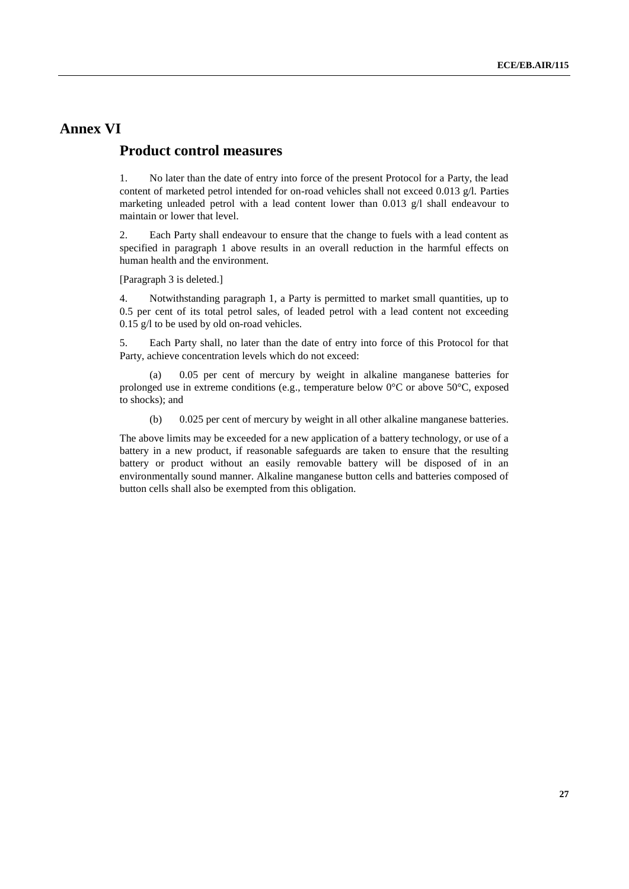# Annex VI

## Product control measures

1. No later than the date of entry into force of the present Protocol for a Party, the lead content of marketed petrol intended for on-road vehicles shall not exceed 0.013 g/l. Parties marketing unleaded petrol with a lead content lower than 0.013 g/l shall endeavour to maintain or lower that level.

2. Each Party shall endeavour to ensure that the change to fuels with a lead content as specified in paragraph 1 above results in an overall reduction in the harmful effects on human health and the environment.

[Paragraph 3 is deleted.]

4. Notwithstanding paragraph 1, a Party is permitted to market small quantities, up to 0.5 per cent of its total petrol sales, of leaded petrol with a lead content not exceeding 0.15 g/l to be used by old on-road vehicles.

5. Each Party shall, no later than the date of entry into force of this Protocol for that Party, achieve concentration levels which do not exceed:

(a) 0.05 per cent of mercury by weight in alkaline manganese batteries for prolonged use in extreme conditions (e.g., temperature below 0°C or above 50°C, exposed to shocks); and

(b) 0.025 per cent of mercury by weight in all other alkaline manganese batteries.

The above limits may be exceeded for a new application of a battery technology, or use of a battery in a new product, if reasonable safeguards are taken to ensure that the resulting battery or product without an easily removable battery will be disposed of in an environmentally sound manner. Alkaline manganese button cells and batteries composed of button cells shall also be exempted from this obligation.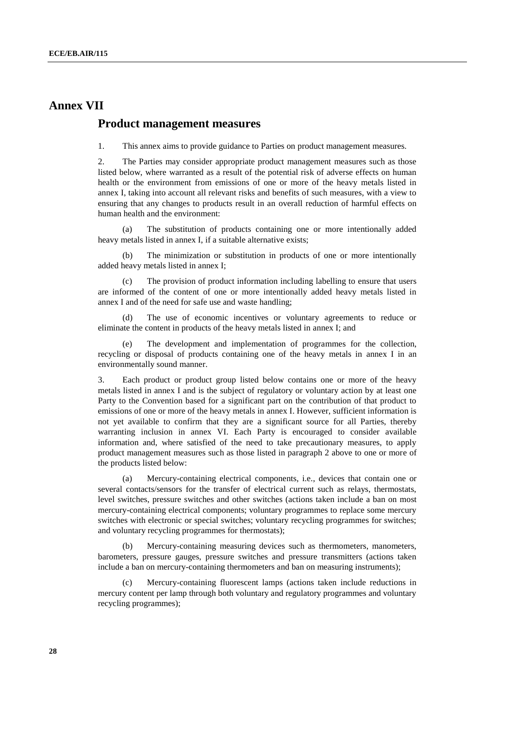# Annex VII

## Product management measures

1. This annex aims to provide guidance to Parties on product management measures.

2. The Parties may consider appropriate product management measures such as those listed below, where warranted as a result of the potential risk of adverse effects on human health or the environment from emissions of one or more of the heavy metals listed in annex I, taking into account all relevant risks and benefits of such measures, with a view to ensuring that any changes to products result in an overall reduction of harmful effects on human health and the environment:

(a) The substitution of products containing one or more intentionally added heavy metals listed in annex I, if a suitable alternative exists;

(b) The minimization or substitution in products of one or more intentionally added heavy metals listed in annex I;

(c) The provision of product information including labelling to ensure that users are informed of the content of one or more intentionally added heavy metals listed in annex I and of the need for safe use and waste handling;

(d) The use of economic incentives or voluntary agreements to reduce or eliminate the content in products of the heavy metals listed in annex I; and

(e) The development and implementation of programmes for the collection, recycling or disposal of products containing one of the heavy metals in annex I in an environmentally sound manner.

3. Each product or product group listed below contains one or more of the heavy metals listed in annex I and is the subject of regulatory or voluntary action by at least one Party to the Convention based for a significant part on the contribution of that product to emissions of one or more of the heavy metals in annex I. However, sufficient information is not yet available to confirm that they are a significant source for all Parties, thereby warranting inclusion in annex VI. Each Party is encouraged to consider available information and, where satisfied of the need to take precautionary measures, to apply product management measures such as those listed in paragraph 2 above to one or more of the products listed below:

(a) Mercury-containing electrical components, i.e., devices that contain one or several contacts/sensors for the transfer of electrical current such as relays, thermostats, level switches, pressure switches and other switches (actions taken include a ban on most mercury-containing electrical components; voluntary programmes to replace some mercury switches with electronic or special switches; voluntary recycling programmes for switches; and voluntary recycling programmes for thermostats);

(b) Mercury-containing measuring devices such as thermometers, manometers, barometers, pressure gauges, pressure switches and pressure transmitters (actions taken include a ban on mercury-containing thermometers and ban on measuring instruments);

(c) Mercury-containing fluorescent lamps (actions taken include reductions in mercury content per lamp through both voluntary and regulatory programmes and voluntary recycling programmes);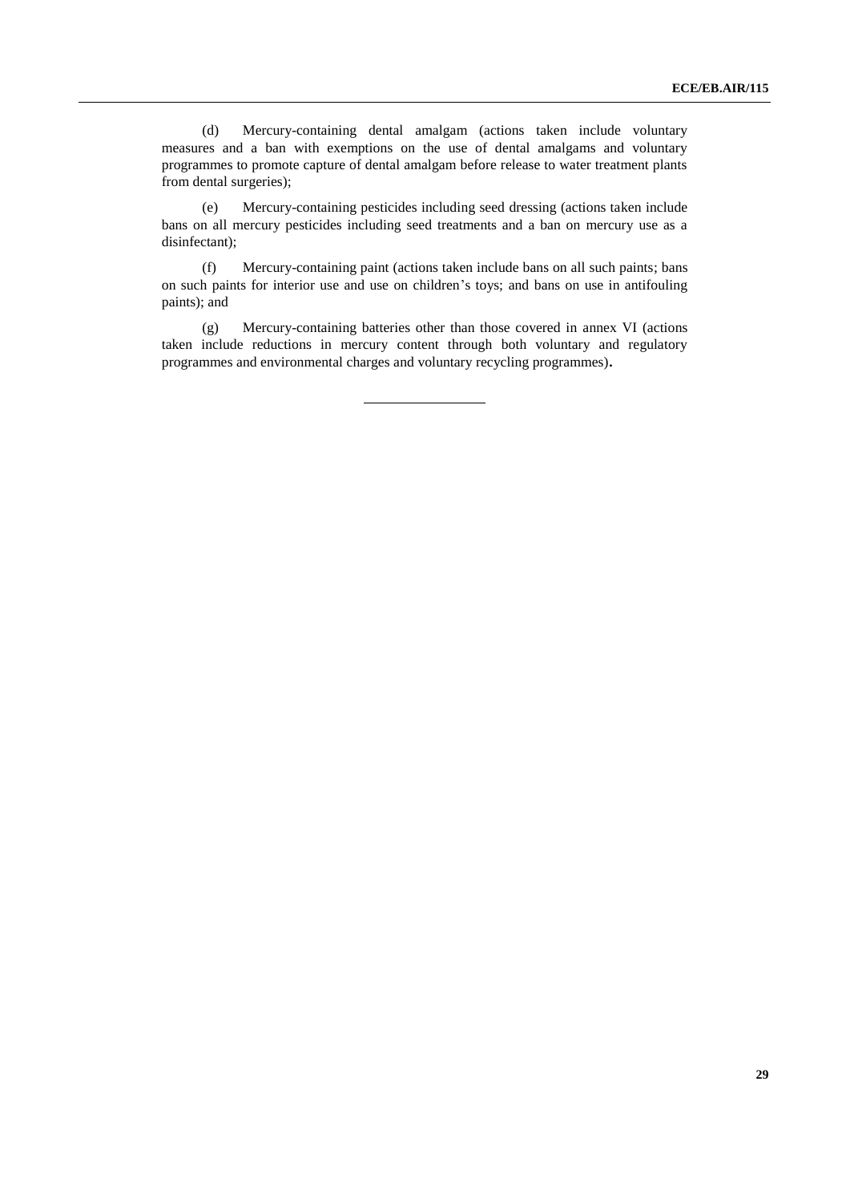(d) Mercury-containing dental amalgam (actions taken include voluntary measures and a ban with exemptions on the use of dental amalgams and voluntary programmes to promote capture of dental amalgam before release to water treatment plants from dental surgeries);

(e) Mercury-containing pesticides including seed dressing (actions taken include bans on all mercury pesticides including seed treatments and a ban on mercury use as a disinfectant);

(f) Mercury-containing paint (actions taken include bans on all such paints; bans on such paints for interior use and use on children's toys; and bans on use in antifouling paints); and

(g) Mercury-containing batteries other than those covered in annex VI (actions taken include reductions in mercury content through both voluntary and regulatory programmes and environmental charges and voluntary recycling programmes).